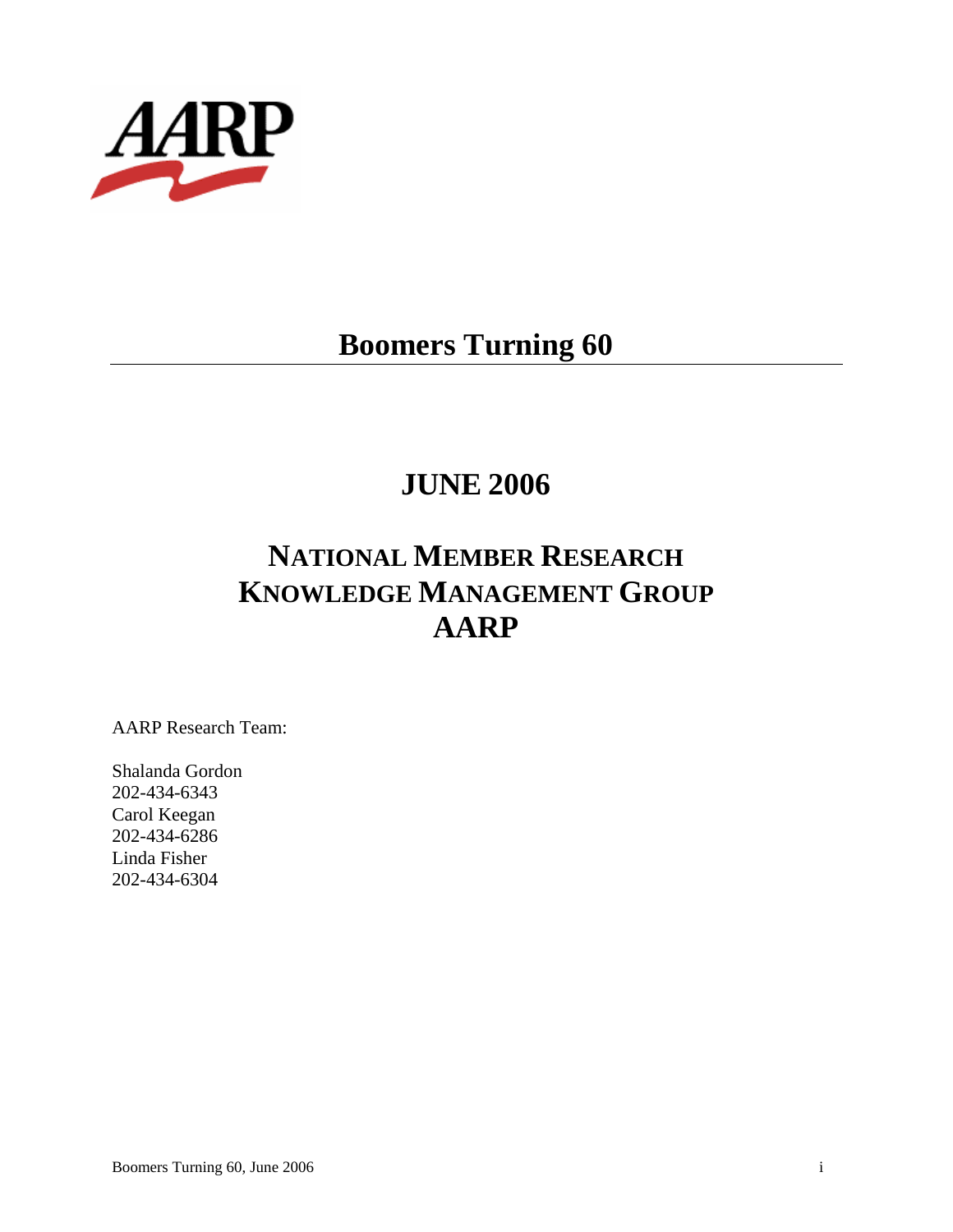AARP

# Boomers Turning 60

## JUNE 2006

## NATIONAL MEMBER RESEARCH
## KNOWLEDGE MANAGEMENT GROUP
## AARP

AARP Research Team:

Shalanda Gordon
202-434-6343
Carol Keegan
202-434-6286
Linda Fisher
202-434-6304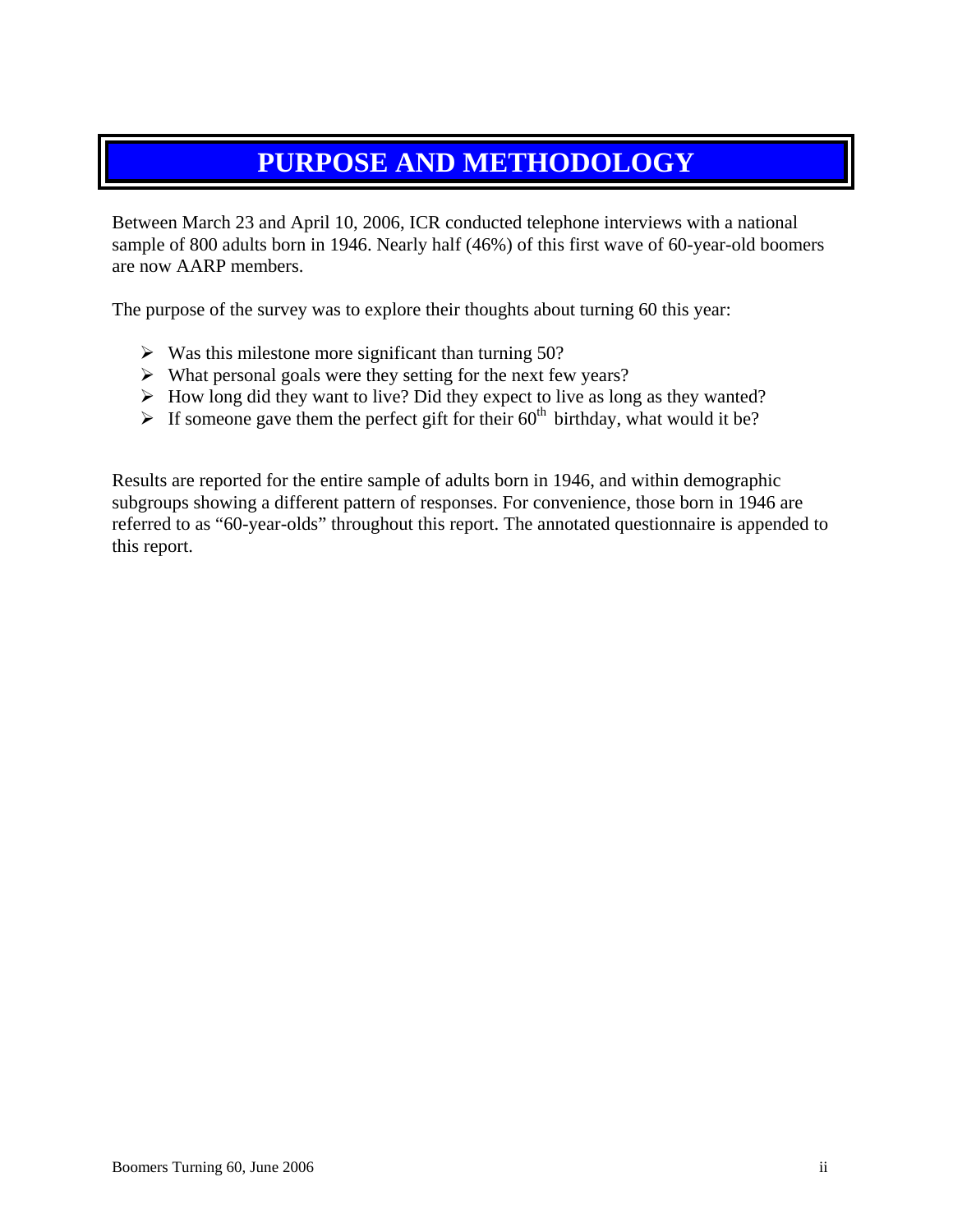# PURPOSE AND METHODOLOGY

Between March 23 and April 10, 2006, ICR conducted telephone interviews with a national sample of 800 adults born in 1946. Nearly half (46%) of this first wave of 60-year-old boomers are now AARP members.

The purpose of the survey was to explore their thoughts about turning 60 this year:

- Was this milestone more significant than turning 50?
- What personal goals were they setting for the next few years?
- How long did they want to live? Did they expect to live as long as they wanted?
- If someone gave them the perfect gift for their 60th birthday, what would it be?

Results are reported for the entire sample of adults born in 1946, and within demographic subgroups showing a different pattern of responses. For convenience, those born in 1946 are referred to as "60-year-olds" throughout this report. The annotated questionnaire is appended to this report.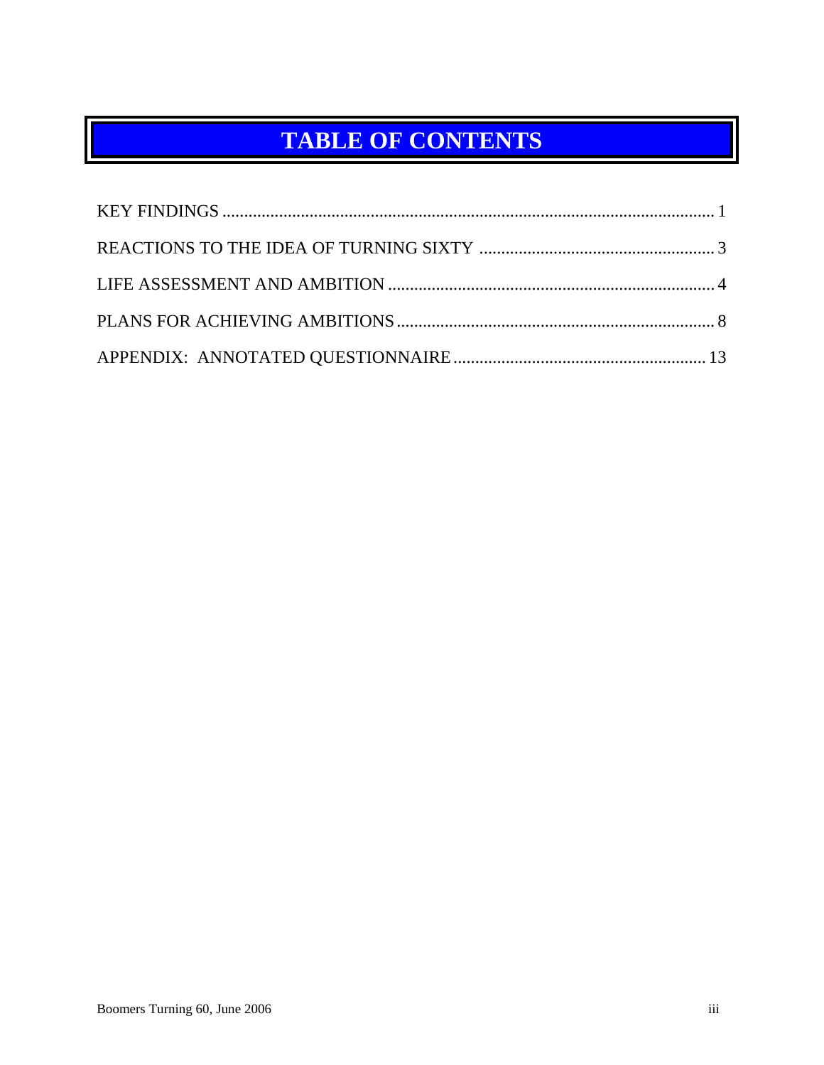# TABLE OF CONTENTS

KEY FINDINGS ..... 1

REACTIONS TO THE IDEA OF TURNING SIXTY ..... 3

LIFE ASSESSMENT AND AMBITION ..... 4

PLANS FOR ACHIEVING AMBITIONS ..... 8

APPENDIX: ANNOTATED QUESTIONNAIRE ..... 13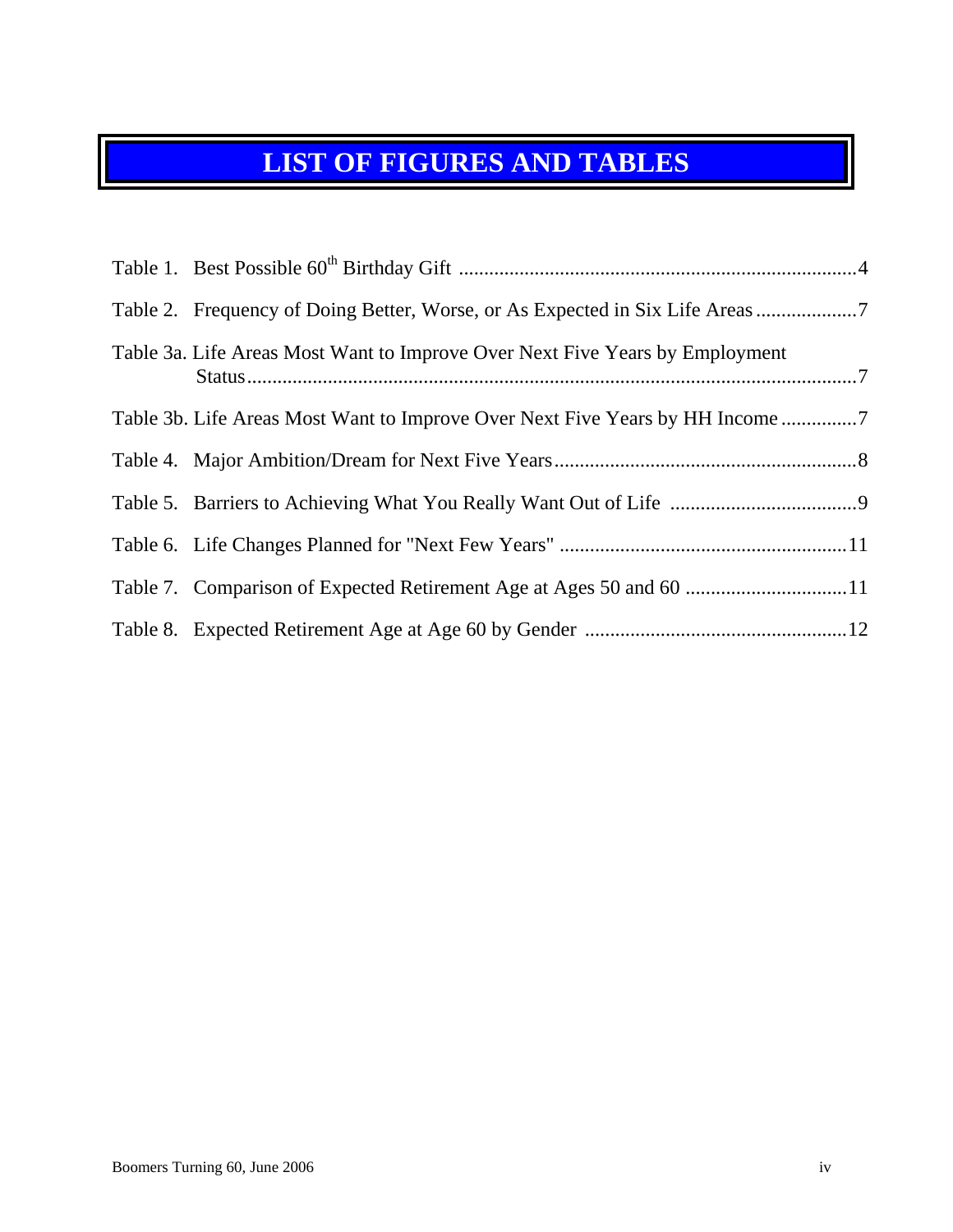# LIST OF FIGURES AND TABLES

Table 1. Best Possible 60th Birthday Gift ....................................................................................4

Table 2. Frequency of Doing Better, Worse, or As Expected in Six Life Areas ....................7

Table 3a. Life Areas Most Want to Improve Over Next Five Years by Employment Status..........................................................................................................................7

Table 3b. Life Areas Most Want to Improve Over Next Five Years by HH Income ...............7

Table 4. Major Ambition/Dream for Next Five Years...........................................................8

Table 5. Barriers to Achieving What You Really Want Out of Life ....................................9

Table 6. Life Changes Planned for "Next Few Years" .........................................................11

Table 7. Comparison of Expected Retirement Age at Ages 50 and 60 ................................11

Table 8. Expected Retirement Age at Age 60 by Gender ...................................................12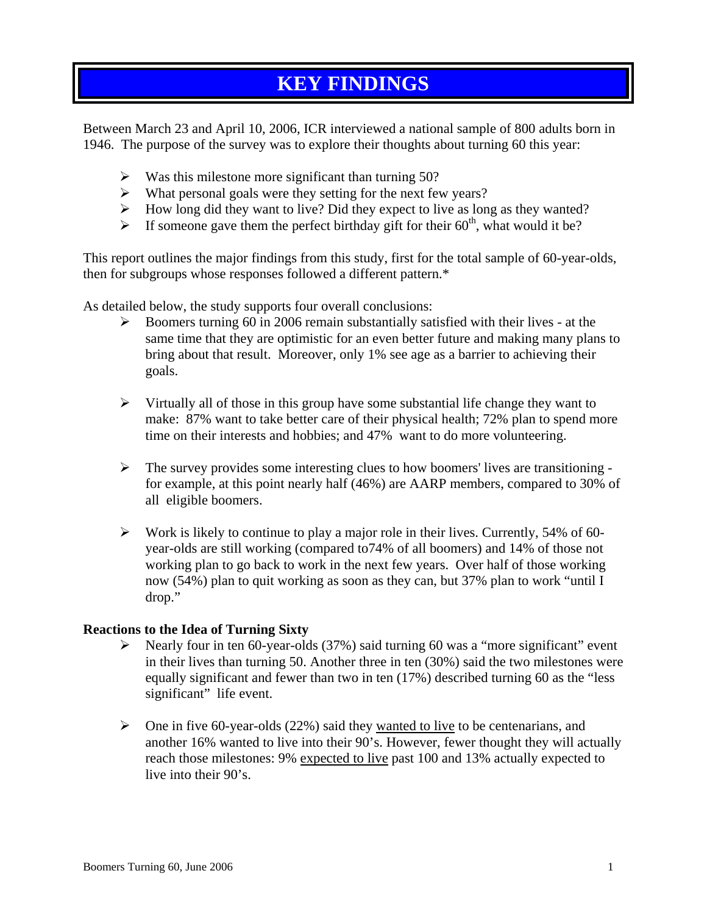# KEY FINDINGS

Between March 23 and April 10, 2006, ICR interviewed a national sample of 800 adults born in 1946. The purpose of the survey was to explore their thoughts about turning 60 this year:

- Was this milestone more significant than turning 50?
- What personal goals were they setting for the next few years?
- How long did they want to live? Did they expect to live as long as they wanted?
- If someone gave them the perfect birthday gift for their $60^{th}$, what would it be?

This report outlines the major findings from this study, first for the total sample of 60-year-olds, then for subgroups whose responses followed a different pattern.*

As detailed below, the study supports four overall conclusions:

- Boomers turning 60 in 2006 remain substantially satisfied with their lives - at the same time that they are optimistic for an even better future and making many plans to bring about that result. Moreover, only 1% see age as a barrier to achieving their goals.

- Virtually all of those in this group have some substantial life change they want to make: 87% want to take better care of their physical health; 72% plan to spend more time on their interests and hobbies; and 47% want to do more volunteering.

- The survey provides some interesting clues to how boomers' lives are transitioning - for example, at this point nearly half (46%) are AARP members, compared to 30% of all eligible boomers.

- Work is likely to continue to play a major role in their lives. Currently, 54% of 60-year-olds are still working (compared to74% of all boomers) and 14% of those not working plan to go back to work in the next few years. Over half of those working now (54%) plan to quit working as soon as they can, but 37% plan to work "until I drop."

**Reactions to the Idea of Turning Sixty**

- Nearly four in ten 60-year-olds (37%) said turning 60 was a "more significant" event in their lives than turning 50. Another three in ten (30%) said the two milestones were equally significant and fewer than two in ten (17%) described turning 60 as the "less significant" life event.

- One in five 60-year-olds (22%) said they wanted to live to be centenarians, and another 16% wanted to live into their 90's. However, fewer thought they will actually reach those milestones: 9% expected to live past 100 and 13% actually expected to live into their 90's.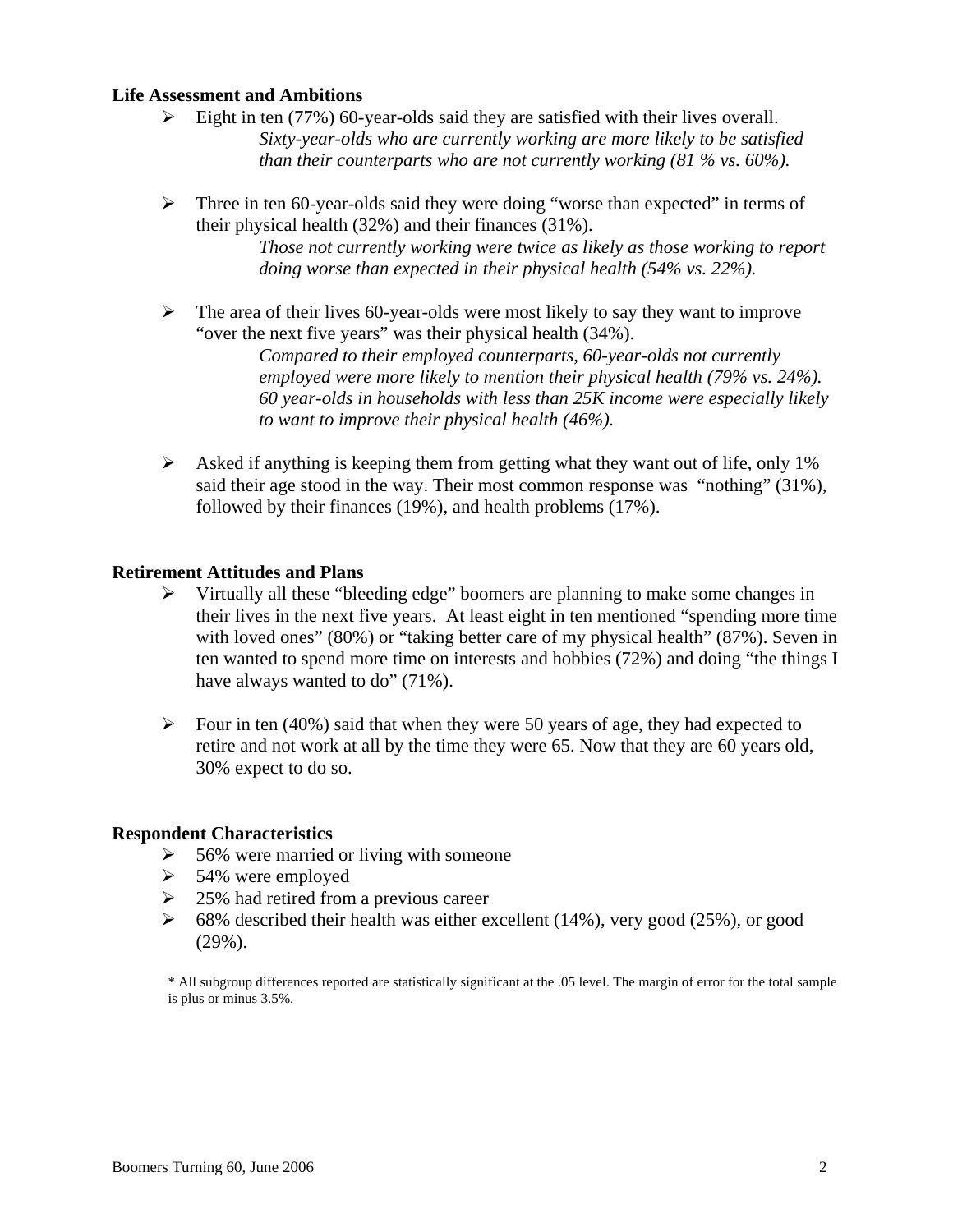**Life Assessment and Ambitions**

- Eight in ten (77%) 60-year-olds said they are satisfied with their lives overall.
  *Sixty-year-olds who are currently working are more likely to be satisfied than their counterparts who are not currently working (81 % vs. 60%).*

- Three in ten 60-year-olds said they were doing "worse than expected" in terms of their physical health (32%) and their finances (31%).
  *Those not currently working were twice as likely as those working to report doing worse than expected in their physical health (54% vs. 22%).*

- The area of their lives 60-year-olds were most likely to say they want to improve "over the next five years" was their physical health (34%).
  *Compared to their employed counterparts, 60-year-olds not currently employed were more likely to mention their physical health (79% vs. 24%). 60 year-olds in households with less than 25K income were especially likely to want to improve their physical health (46%).*

- Asked if anything is keeping them from getting what they want out of life, only 1% said their age stood in the way. Their most common response was "nothing" (31%), followed by their finances (19%), and health problems (17%).

**Retirement Attitudes and Plans**

- Virtually all these "bleeding edge" boomers are planning to make some changes in their lives in the next five years. At least eight in ten mentioned "spending more time with loved ones" (80%) or "taking better care of my physical health" (87%). Seven in ten wanted to spend more time on interests and hobbies (72%) and doing "the things I have always wanted to do" (71%).

- Four in ten (40%) said that when they were 50 years of age, they had expected to retire and not work at all by the time they were 65. Now that they are 60 years old, 30% expect to do so.

**Respondent Characteristics**

- 56% were married or living with someone
- 54% were employed
- 25% had retired from a previous career
- 68% described their health was either excellent (14%), very good (25%), or good (29%).

\* All subgroup differences reported are statistically significant at the .05 level. The margin of error for the total sample is plus or minus 3.5%.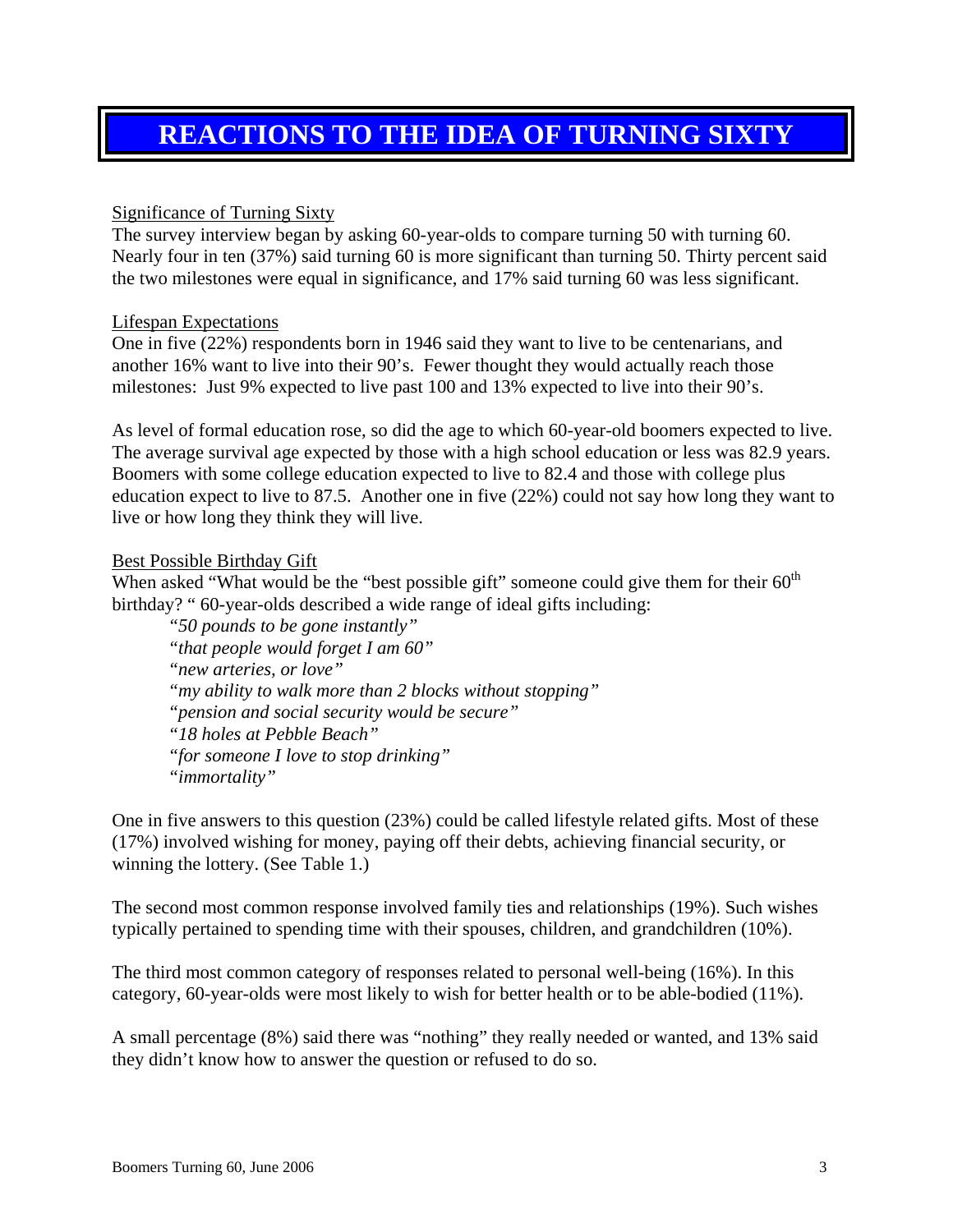# REACTIONS TO THE IDEA OF TURNING SIXTY

<u>Significance of Turning Sixty</u>

The survey interview began by asking 60-year-olds to compare turning 50 with turning 60. Nearly four in ten (37%) said turning 60 is more significant than turning 50. Thirty percent said the two milestones were equal in significance, and 17% said turning 60 was less significant.

<u>Lifespan Expectations</u>

One in five (22%) respondents born in 1946 said they want to live to be centenarians, and another 16% want to live into their 90's. Fewer thought they would actually reach those milestones: Just 9% expected to live past 100 and 13% expected to live into their 90's.

As level of formal education rose, so did the age to which 60-year-old boomers expected to live. The average survival age expected by those with a high school education or less was 82.9 years. Boomers with some college education expected to live to 82.4 and those with college plus education expect to live to 87.5. Another one in five (22%) could not say how long they want to live or how long they think they will live.

<u>Best Possible Birthday Gift</u>

When asked "What would be the "best possible gift" someone could give them for their 60th birthday? " 60-year-olds described a wide range of ideal gifts including:

*"50 pounds to be gone instantly"*
*"that people would forget I am 60"*
*"new arteries, or love"*
*"my ability to walk more than 2 blocks without stopping"*
*"pension and social security would be secure"*
*"18 holes at Pebble Beach"*
*"for someone I love to stop drinking"*
*"immortality"*

One in five answers to this question (23%) could be called lifestyle related gifts. Most of these (17%) involved wishing for money, paying off their debts, achieving financial security, or winning the lottery. (See Table 1.)

The second most common response involved family ties and relationships (19%). Such wishes typically pertained to spending time with their spouses, children, and grandchildren (10%).

The third most common category of responses related to personal well-being (16%). In this category, 60-year-olds were most likely to wish for better health or to be able-bodied (11%).

A small percentage (8%) said there was "nothing" they really needed or wanted, and 13% said they didn't know how to answer the question or refused to do so.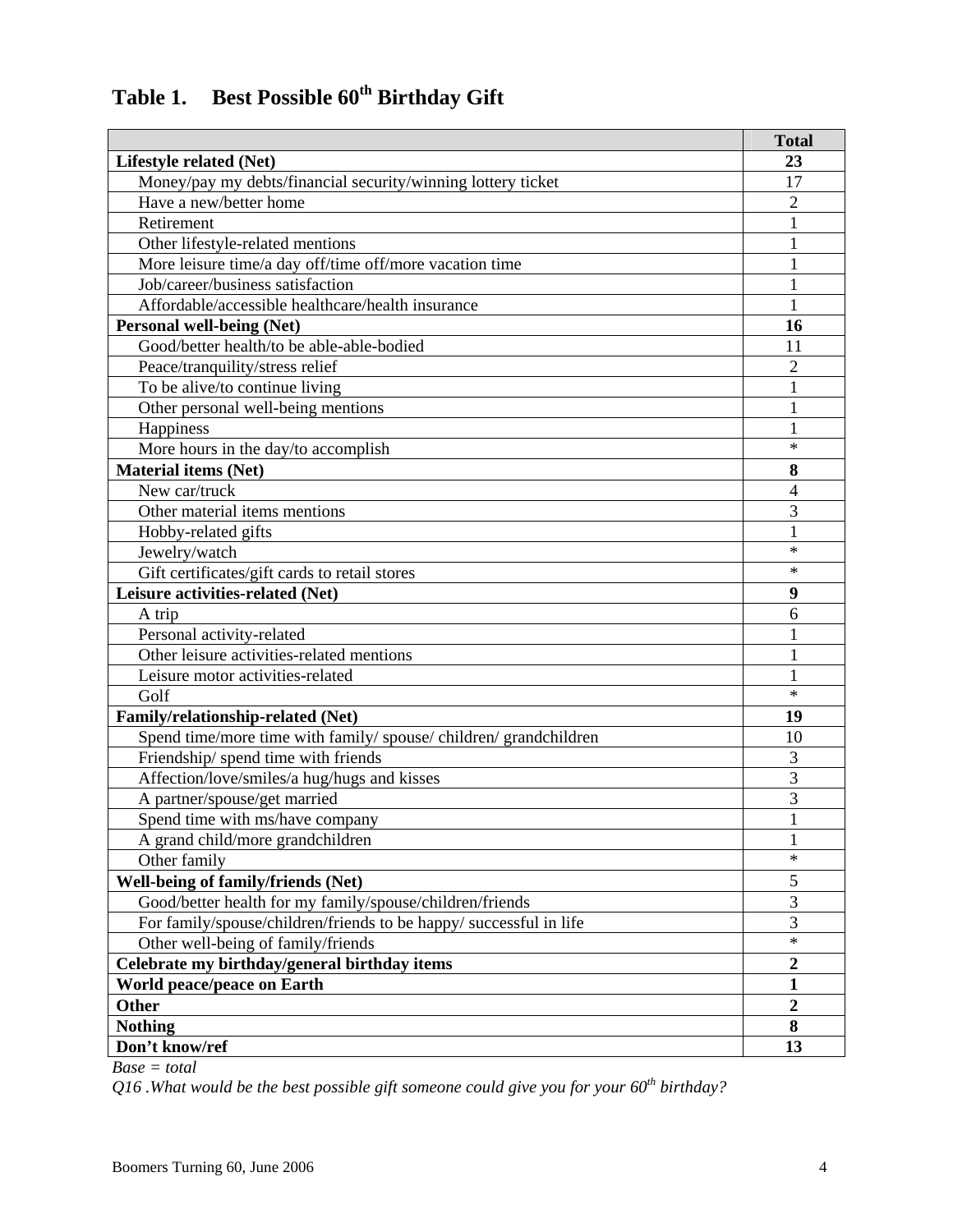## Table 1. Best Possible 60th Birthday Gift

| | Total |
|---|---|
| **Lifestyle related (Net)** | **23** |
| Money/pay my debts/financial security/winning lottery ticket | 17 |
| Have a new/better home | 2 |
| Retirement | 1 |
| Other lifestyle-related mentions | 1 |
| More leisure time/a day off/time off/more vacation time | 1 |
| Job/career/business satisfaction | 1 |
| Affordable/accessible healthcare/health insurance | 1 |
| **Personal well-being (Net)** | **16** |
| Good/better health/to be able-able-bodied | 11 |
| Peace/tranquility/stress relief | 2 |
| To be alive/to continue living | 1 |
| Other personal well-being mentions | 1 |
| Happiness | 1 |
| More hours in the day/to accomplish | * |
| **Material items (Net)** | **8** |
| New car/truck | 4 |
| Other material items mentions | 3 |
| Hobby-related gifts | 1 |
| Jewelry/watch | * |
| Gift certificates/gift cards to retail stores | * |
| **Leisure activities-related (Net)** | **9** |
| A trip | 6 |
| Personal activity-related | 1 |
| Other leisure activities-related mentions | 1 |
| Leisure motor activities-related | 1 |
| Golf | * |
| **Family/relationship-related (Net)** | **19** |
| Spend time/more time with family/ spouse/ children/ grandchildren | 10 |
| Friendship/ spend time with friends | 3 |
| Affection/love/smiles/a hug/hugs and kisses | 3 |
| A partner/spouse/get married | 3 |
| Spend time with ms/have company | 1 |
| A grand child/more grandchildren | 1 |
| Other family | * |
| **Well-being of family/friends (Net)** | 5 |
| Good/better health for my family/spouse/children/friends | 3 |
| For family/spouse/children/friends to be happy/ successful in life | 3 |
| Other well-being of family/friends | * |
| **Celebrate my birthday/general birthday items** | **2** |
| **World peace/peace on Earth** | **1** |
| **Other** | **2** |
| **Nothing** | **8** |
| **Don't know/ref** | **13** |

*Base = total*

*Q16 .What would be the best possible gift someone could give you for your 60th birthday?*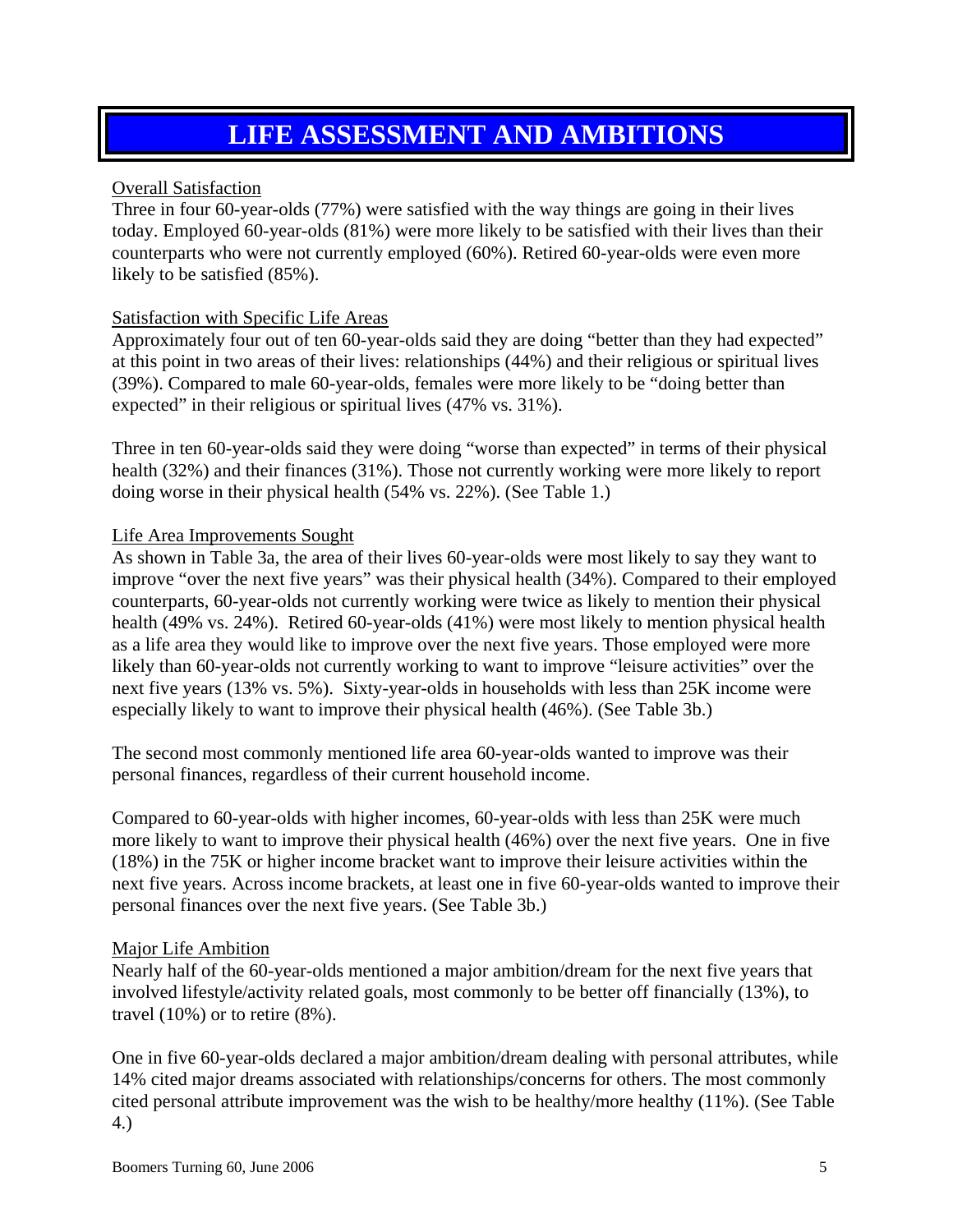# LIFE ASSESSMENT AND AMBITIONS

Overall Satisfaction

Three in four 60-year-olds (77%) were satisfied with the way things are going in their lives today. Employed 60-year-olds (81%) were more likely to be satisfied with their lives than their counterparts who were not currently employed (60%). Retired 60-year-olds were even more likely to be satisfied (85%).

Satisfaction with Specific Life Areas

Approximately four out of ten 60-year-olds said they are doing "better than they had expected" at this point in two areas of their lives: relationships (44%) and their religious or spiritual lives (39%). Compared to male 60-year-olds, females were more likely to be "doing better than expected" in their religious or spiritual lives (47% vs. 31%).

Three in ten 60-year-olds said they were doing "worse than expected" in terms of their physical health (32%) and their finances (31%). Those not currently working were more likely to report doing worse in their physical health (54% vs. 22%). (See Table 1.)

Life Area Improvements Sought

As shown in Table 3a, the area of their lives 60-year-olds were most likely to say they want to improve "over the next five years" was their physical health (34%). Compared to their employed counterparts, 60-year-olds not currently working were twice as likely to mention their physical health (49% vs. 24%). Retired 60-year-olds (41%) were most likely to mention physical health as a life area they would like to improve over the next five years. Those employed were more likely than 60-year-olds not currently working to want to improve "leisure activities" over the next five years (13% vs. 5%). Sixty-year-olds in households with less than 25K income were especially likely to want to improve their physical health (46%). (See Table 3b.)

The second most commonly mentioned life area 60-year-olds wanted to improve was their personal finances, regardless of their current household income.

Compared to 60-year-olds with higher incomes, 60-year-olds with less than 25K were much more likely to want to improve their physical health (46%) over the next five years. One in five (18%) in the 75K or higher income bracket want to improve their leisure activities within the next five years. Across income brackets, at least one in five 60-year-olds wanted to improve their personal finances over the next five years. (See Table 3b.)

Major Life Ambition

Nearly half of the 60-year-olds mentioned a major ambition/dream for the next five years that involved lifestyle/activity related goals, most commonly to be better off financially (13%), to travel (10%) or to retire (8%).

One in five 60-year-olds declared a major ambition/dream dealing with personal attributes, while 14% cited major dreams associated with relationships/concerns for others. The most commonly cited personal attribute improvement was the wish to be healthy/more healthy (11%). (See Table 4.)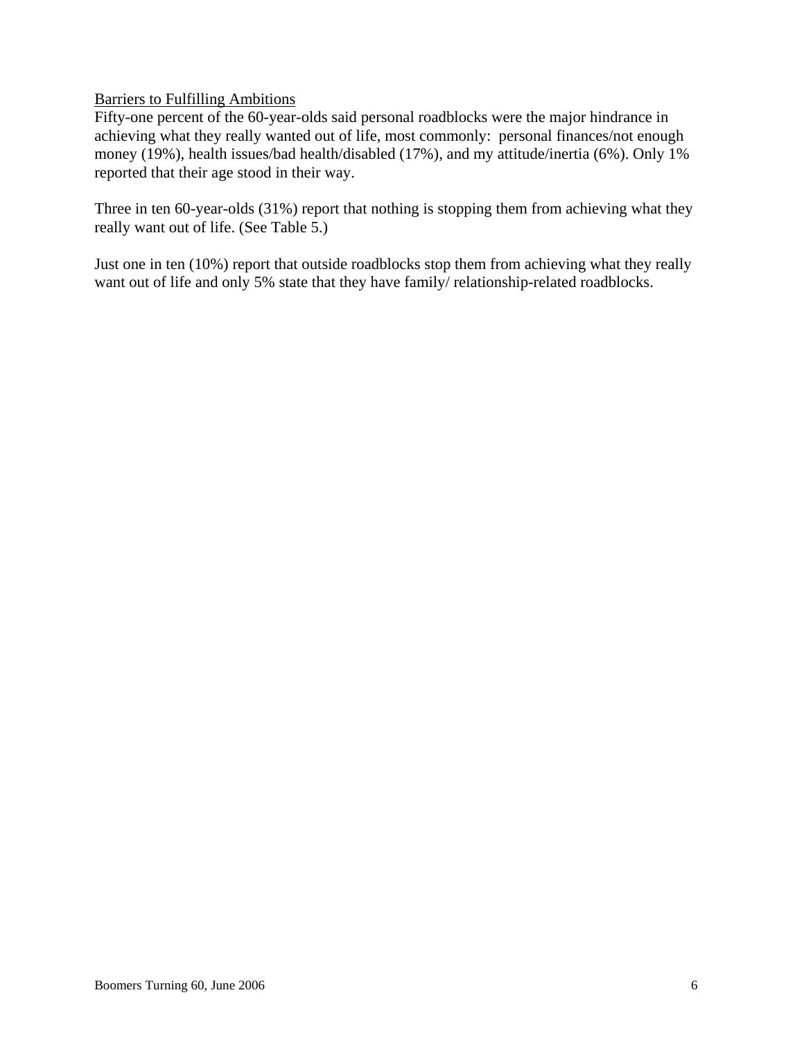## Barriers to Fulfilling Ambitions

Fifty-one percent of the 60-year-olds said personal roadblocks were the major hindrance in achieving what they really wanted out of life, most commonly: personal finances/not enough money (19%), health issues/bad health/disabled (17%), and my attitude/inertia (6%). Only 1% reported that their age stood in their way.

Three in ten 60-year-olds (31%) report that nothing is stopping them from achieving what they really want out of life. (See Table 5.)

Just one in ten (10%) report that outside roadblocks stop them from achieving what they really want out of life and only 5% state that they have family/ relationship-related roadblocks.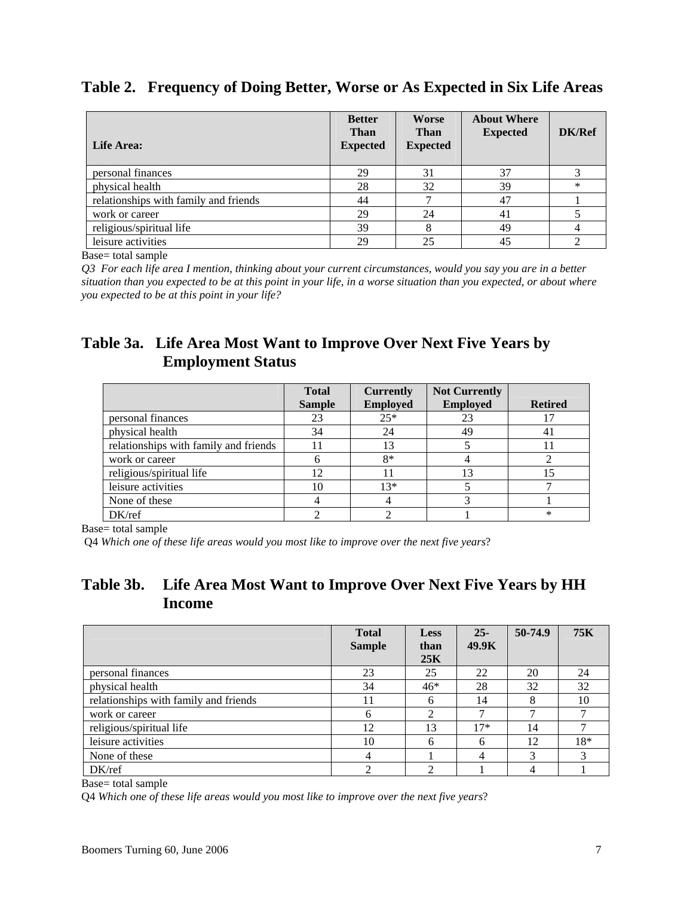## Table 2. Frequency of Doing Better, Worse or As Expected in Six Life Areas

| Life Area: | Better Than Expected | Worse Than Expected | About Where Expected | DK/Ref |
|---|---|---|---|---|
| personal finances | 29 | 31 | 37 | 3 |
| physical health | 28 | 32 | 39 | * |
| relationships with family and friends | 44 | 7 | 47 | 1 |
| work or career | 29 | 24 | 41 | 5 |
| religious/spiritual life | 39 | 8 | 49 | 4 |
| leisure activities | 29 | 25 | 45 | 2 |

Base= total sample

*Q3 For each life area I mention, thinking about your current circumstances, would you say you are in a better situation than you expected to be at this point in your life, in a worse situation than you expected, or about where you expected to be at this point in your life?*

## Table 3a. Life Area Most Want to Improve Over Next Five Years by Employment Status

| | Total Sample | Currently Employed | Not Currently Employed | Retired |
|---|---|---|---|---|
| personal finances | 23 | 25* | 23 | 17 |
| physical health | 34 | 24 | 49 | 41 |
| relationships with family and friends | 11 | 13 | 5 | 11 |
| work or career | 6 | 8* | 4 | 2 |
| religious/spiritual life | 12 | 11 | 13 | 15 |
| leisure activities | 10 | 13* | 5 | 7 |
| None of these | 4 | 4 | 3 | 1 |
| DK/ref | 2 | 2 | 1 | * |

Base= total sample

Q4 *Which one of these life areas would you most like to improve over the next five years*?

## Table 3b. Life Area Most Want to Improve Over Next Five Years by HH Income

| | Total Sample | Less than 25K | 25-49.9K | 50-74.9 | 75K |
|---|---|---|---|---|---|
| personal finances | 23 | 25 | 22 | 20 | 24 |
| physical health | 34 | 46* | 28 | 32 | 32 |
| relationships with family and friends | 11 | 6 | 14 | 8 | 10 |
| work or career | 6 | 2 | 7 | 7 | 7 |
| religious/spiritual life | 12 | 13 | 17* | 14 | 7 |
| leisure activities | 10 | 6 | 6 | 12 | 18* |
| None of these | 4 | 1 | 4 | 3 | 3 |
| DK/ref | 2 | 2 | 1 | 4 | 1 |

Base= total sample

Q4 *Which one of these life areas would you most like to improve over the next five years*?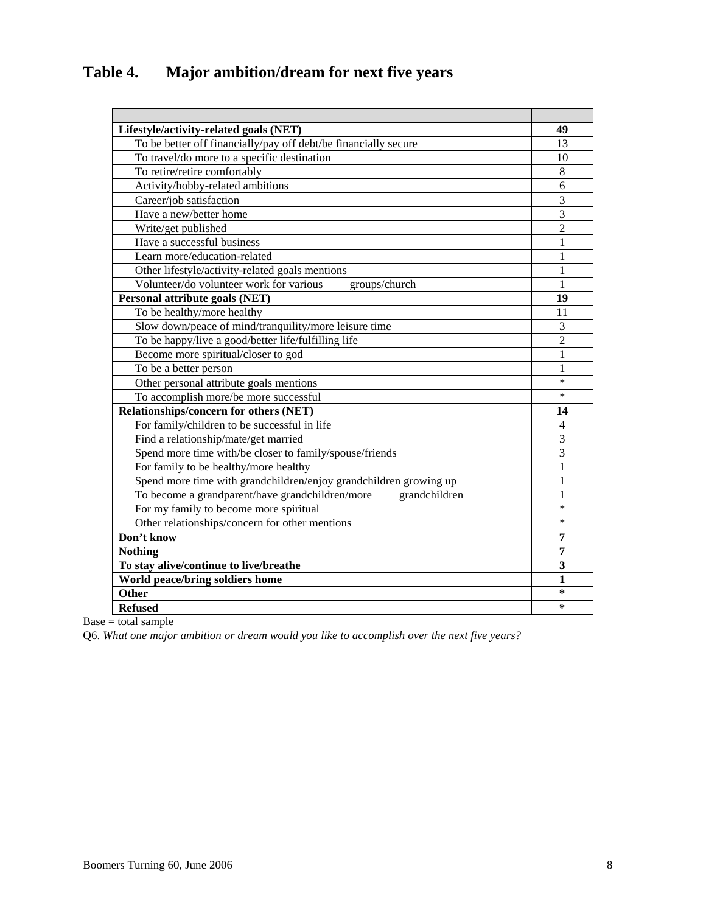## Table 4. Major ambition/dream for next five years

| | |
|---|---|
| **Lifestyle/activity-related goals (NET)** | **49** |
| To be better off financially/pay off debt/be financially secure | 13 |
| To travel/do more to a specific destination | 10 |
| To retire/retire comfortably | 8 |
| Activity/hobby-related ambitions | 6 |
| Career/job satisfaction | 3 |
| Have a new/better home | 3 |
| Write/get published | 2 |
| Have a successful business | 1 |
| Learn more/education-related | 1 |
| Other lifestyle/activity-related goals mentions | 1 |
| Volunteer/do volunteer work for various groups/church | 1 |
| **Personal attribute goals (NET)** | **19** |
| To be healthy/more healthy | 11 |
| Slow down/peace of mind/tranquility/more leisure time | 3 |
| To be happy/live a good/better life/fulfilling life | 2 |
| Become more spiritual/closer to god | 1 |
| To be a better person | 1 |
| Other personal attribute goals mentions | * |
| To accomplish more/be more successful | * |
| **Relationships/concern for others (NET)** | **14** |
| For family/children to be successful in life | 4 |
| Find a relationship/mate/get married | 3 |
| Spend more time with/be closer to family/spouse/friends | 3 |
| For family to be healthy/more healthy | 1 |
| Spend more time with grandchildren/enjoy grandchildren growing up | 1 |
| To become a grandparent/have grandchildren/more grandchildren | 1 |
| For my family to become more spiritual | * |
| Other relationships/concern for other mentions | * |
| **Don't know** | **7** |
| **Nothing** | **7** |
| **To stay alive/continue to live/breathe** | **3** |
| **World peace/bring soldiers home** | **1** |
| **Other** | ***** |
| **Refused** | ***** |

Base = total sample

Q6. *What one major ambition or dream would you like to accomplish over the next five years?*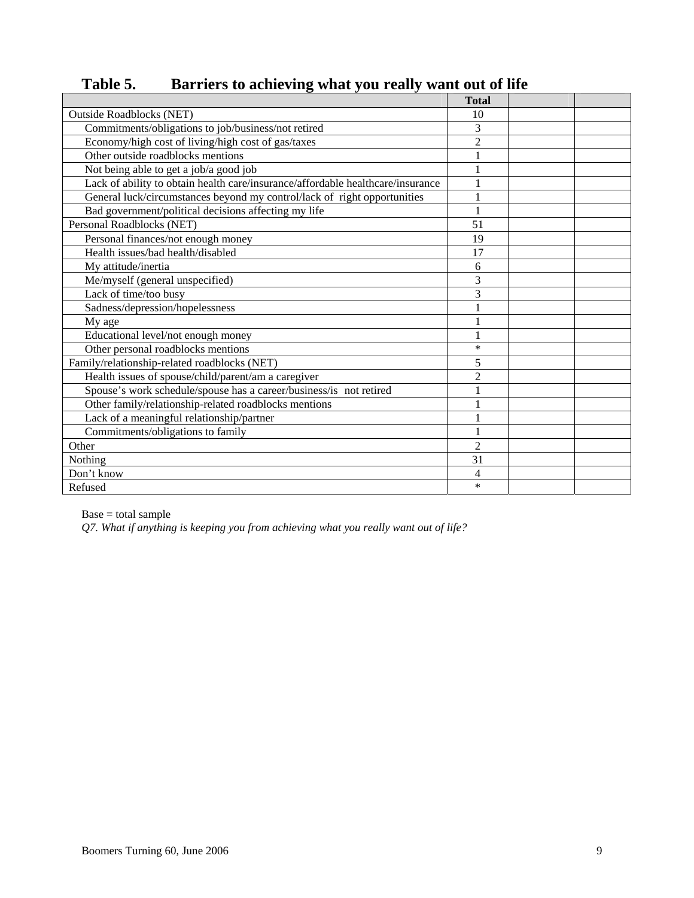## Table 5. Barriers to achieving what you really want out of life

| | Total | | |
|---|---|---|---|
| Outside Roadblocks (NET) | 10 | | |
| Commitments/obligations to job/business/not retired | 3 | | |
| Economy/high cost of living/high cost of gas/taxes | 2 | | |
| Other outside roadblocks mentions | 1 | | |
| Not being able to get a job/a good job | 1 | | |
| Lack of ability to obtain health care/insurance/affordable healthcare/insurance | 1 | | |
| General luck/circumstances beyond my control/lack of right opportunities | 1 | | |
| Bad government/political decisions affecting my life | 1 | | |
| Personal Roadblocks (NET) | 51 | | |
| Personal finances/not enough money | 19 | | |
| Health issues/bad health/disabled | 17 | | |
| My attitude/inertia | 6 | | |
| Me/myself (general unspecified) | 3 | | |
| Lack of time/too busy | 3 | | |
| Sadness/depression/hopelessness | 1 | | |
| My age | 1 | | |
| Educational level/not enough money | 1 | | |
| Other personal roadblocks mentions | * | | |
| Family/relationship-related roadblocks (NET) | 5 | | |
| Health issues of spouse/child/parent/am a caregiver | 2 | | |
| Spouse's work schedule/spouse has a career/business/is not retired | 1 | | |
| Other family/relationship-related roadblocks mentions | 1 | | |
| Lack of a meaningful relationship/partner | 1 | | |
| Commitments/obligations to family | 1 | | |
| Other | 2 | | |
| Nothing | 31 | | |
| Don't know | 4 | | |
| Refused | * | | |

Base = total sample

*Q7. What if anything is keeping you from achieving what you really want out of life?*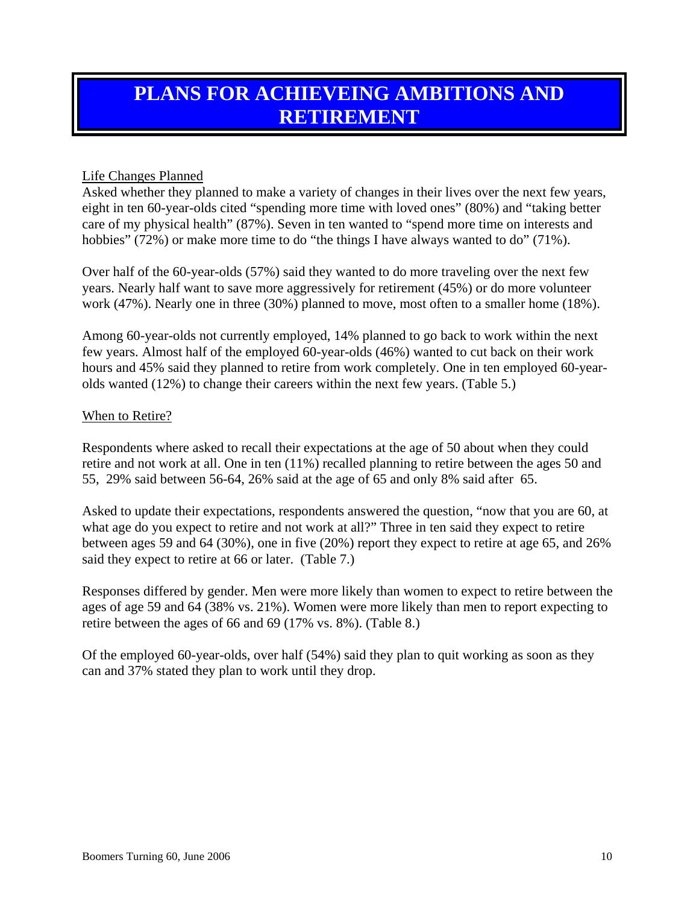# PLANS FOR ACHIEVEING AMBITIONS AND RETIREMENT

Life Changes Planned

Asked whether they planned to make a variety of changes in their lives over the next few years, eight in ten 60-year-olds cited "spending more time with loved ones" (80%) and "taking better care of my physical health" (87%). Seven in ten wanted to "spend more time on interests and hobbies" (72%) or make more time to do "the things I have always wanted to do" (71%).

Over half of the 60-year-olds (57%) said they wanted to do more traveling over the next few years. Nearly half want to save more aggressively for retirement (45%) or do more volunteer work (47%). Nearly one in three (30%) planned to move, most often to a smaller home (18%).

Among 60-year-olds not currently employed, 14% planned to go back to work within the next few years. Almost half of the employed 60-year-olds (46%) wanted to cut back on their work hours and 45% said they planned to retire from work completely. One in ten employed 60-year-olds wanted (12%) to change their careers within the next few years. (Table 5.)

When to Retire?

Respondents where asked to recall their expectations at the age of 50 about when they could retire and not work at all. One in ten (11%) recalled planning to retire between the ages 50 and 55, 29% said between 56-64, 26% said at the age of 65 and only 8% said after 65.

Asked to update their expectations, respondents answered the question, "now that you are 60, at what age do you expect to retire and not work at all?" Three in ten said they expect to retire between ages 59 and 64 (30%), one in five (20%) report they expect to retire at age 65, and 26% said they expect to retire at 66 or later. (Table 7.)

Responses differed by gender. Men were more likely than women to expect to retire between the ages of age 59 and 64 (38% vs. 21%). Women were more likely than men to report expecting to retire between the ages of 66 and 69 (17% vs. 8%). (Table 8.)

Of the employed 60-year-olds, over half (54%) said they plan to quit working as soon as they can and 37% stated they plan to work until they drop.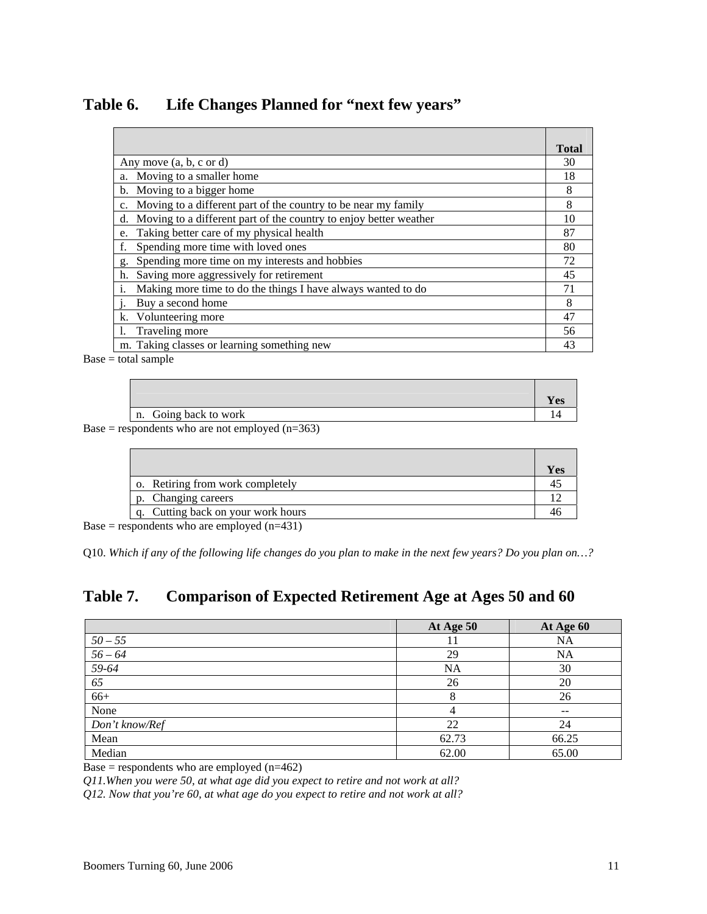## Table 6. Life Changes Planned for "next few years"

| | Total |
|---|---|
| Any move (a, b, c or d) | 30 |
| a. Moving to a smaller home | 18 |
| b. Moving to a bigger home | 8 |
| c. Moving to a different part of the country to be near my family | 8 |
| d. Moving to a different part of the country to enjoy better weather | 10 |
| e. Taking better care of my physical health | 87 |
| f. Spending more time with loved ones | 80 |
| g. Spending more time on my interests and hobbies | 72 |
| h. Saving more aggressively for retirement | 45 |
| i. Making more time to do the things I have always wanted to do | 71 |
| j. Buy a second home | 8 |
| k. Volunteering more | 47 |
| l. Traveling more | 56 |
| m. Taking classes or learning something new | 43 |

Base = total sample

| | Yes |
|---|---|
| n. Going back to work | 14 |

Base = respondents who are not employed (n=363)

| | Yes |
|---|---|
| o. Retiring from work completely | 45 |
| p. Changing careers | 12 |
| q. Cutting back on your work hours | 46 |

Base = respondents who are employed (n=431)

Q10. *Which if any of the following life changes do you plan to make in the next few years? Do you plan on…?*

## Table 7. Comparison of Expected Retirement Age at Ages 50 and 60

| | At Age 50 | At Age 60 |
|---|---|---|
| *50 – 55* | 11 | NA |
| *56 – 64* | 29 | NA |
| *59-64* | NA | 30 |
| *65* | 26 | 20 |
| 66+ | 8 | 26 |
| None | 4 | -- |
| *Don't know/Ref* | 22 | 24 |
| Mean | 62.73 | 66.25 |
| Median | 62.00 | 65.00 |

Base = respondents who are employed (n=462)

*Q11.When you were 50, at what age did you expect to retire and not work at all?*

*Q12. Now that you're 60, at what age do you expect to retire and not work at all?*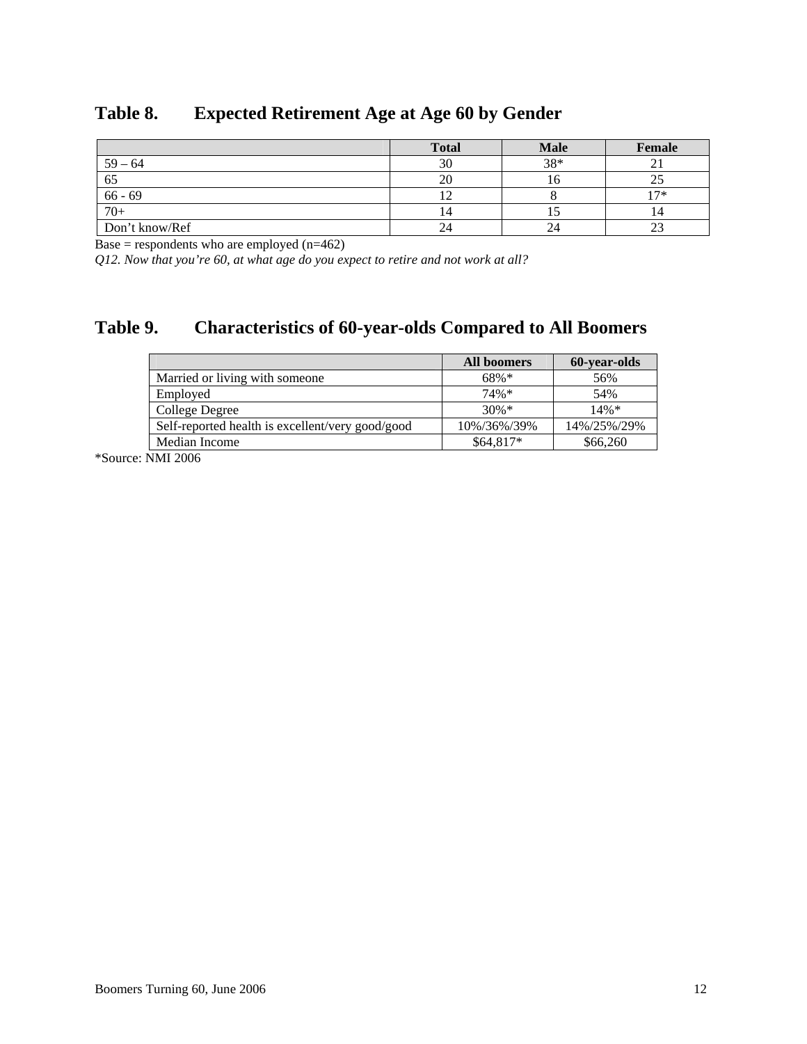## Table 8. Expected Retirement Age at Age 60 by Gender

| | Total | Male | Female |
|---|---|---|---|
| 59 – 64 | 30 | 38* | 21 |
| 65 | 20 | 16 | 25 |
| 66 - 69 | 12 | 8 | 17* |
| 70+ | 14 | 15 | 14 |
| Don't know/Ref | 24 | 24 | 23 |

Base = respondents who are employed (n=462)

*Q12. Now that you're 60, at what age do you expect to retire and not work at all?*

## Table 9. Characteristics of 60-year-olds Compared to All Boomers

| | All boomers | 60-year-olds |
|---|---|---|
| Married or living with someone | 68%* | 56% |
| Employed | 74%* | 54% |
| College Degree | 30%* | 14%* |
| Self-reported health is excellent/very good/good | 10%/36%/39% | 14%/25%/29% |
| Median Income | $64,817* | $66,260 |

*Source: NMI 2006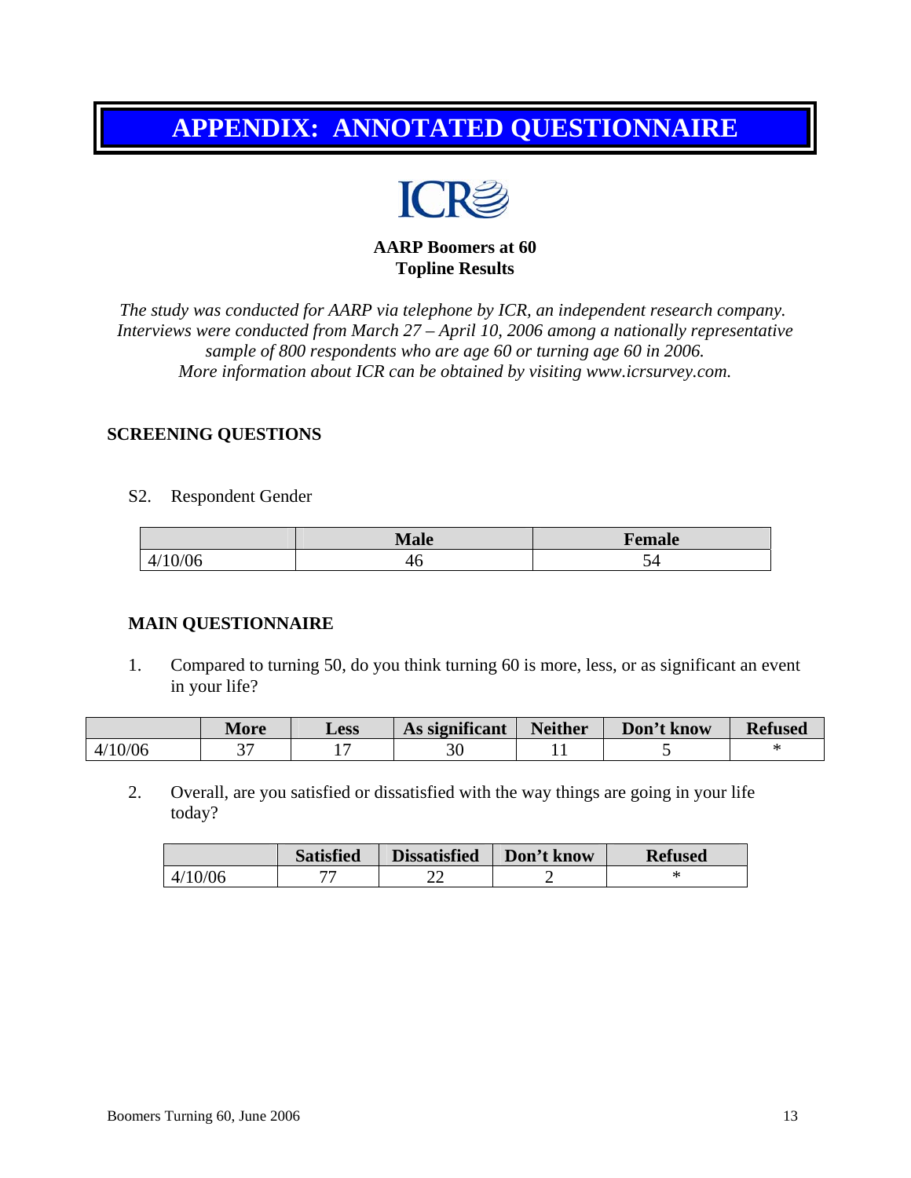# APPENDIX: ANNOTATED QUESTIONNAIRE

ICR

**AARP Boomers at 60**
**Topline Results**

*The study was conducted for AARP via telephone by ICR, an independent research company. Interviews were conducted from March 27 – April 10, 2006 among a nationally representative sample of 800 respondents who are age 60 or turning age 60 in 2006. More information about ICR can be obtained by visiting www.icrsurvey.com.*

## SCREENING QUESTIONS

S2. Respondent Gender

| | Male | Female |
|---|---|---|
| 4/10/06 | 46 | 54 |

## MAIN QUESTIONNAIRE

1. Compared to turning 50, do you think turning 60 is more, less, or as significant an event in your life?

| | More | Less | As significant | Neither | Don't know | Refused |
|---|---|---|---|---|---|---|
| 4/10/06 | 37 | 17 | 30 | 11 | 5 | * |

2. Overall, are you satisfied or dissatisfied with the way things are going in your life today?

| | Satisfied | Dissatisfied | Don't know | Refused |
|---|---|---|---|---|
| 4/10/06 | 77 | 22 | 2 | * |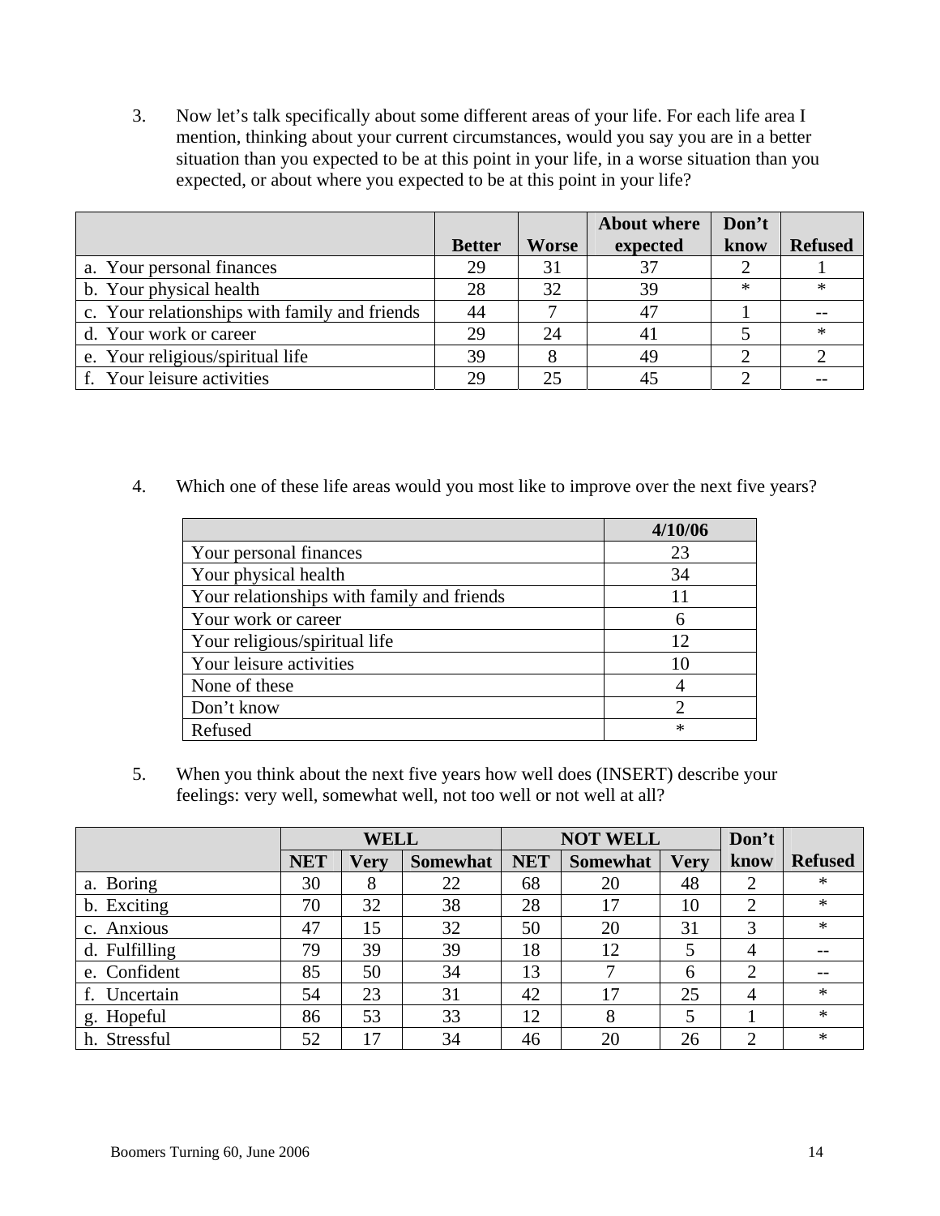3. Now let's talk specifically about some different areas of your life. For each life area I mention, thinking about your current circumstances, would you say you are in a better situation than you expected to be at this point in your life, in a worse situation than you expected, or about where you expected to be at this point in your life?

| | Better | Worse | About where expected | Don't know | Refused |
|---|---|---|---|---|---|
| a. Your personal finances | 29 | 31 | 37 | 2 | 1 |
| b. Your physical health | 28 | 32 | 39 | * | * |
| c. Your relationships with family and friends | 44 | 7 | 47 | 1 | -- |
| d. Your work or career | 29 | 24 | 41 | 5 | * |
| e. Your religious/spiritual life | 39 | 8 | 49 | 2 | 2 |
| f. Your leisure activities | 29 | 25 | 45 | 2 | -- |

4. Which one of these life areas would you most like to improve over the next five years?

| | 4/10/06 |
|---|---|
| Your personal finances | 23 |
| Your physical health | 34 |
| Your relationships with family and friends | 11 |
| Your work or career | 6 |
| Your religious/spiritual life | 12 |
| Your leisure activities | 10 |
| None of these | 4 |
| Don't know | 2 |
| Refused | * |

5. When you think about the next five years how well does (INSERT) describe your feelings: very well, somewhat well, not too well or not well at all?

| | WELL | | | NOT WELL | | | Don't know | Refused |
|---|---|---|---|---|---|---|---|---|
| | NET | Very | Somewhat | NET | Somewhat | Very | | |
| a. Boring | 30 | 8 | 22 | 68 | 20 | 48 | 2 | * |
| b. Exciting | 70 | 32 | 38 | 28 | 17 | 10 | 2 | * |
| c. Anxious | 47 | 15 | 32 | 50 | 20 | 31 | 3 | * |
| d. Fulfilling | 79 | 39 | 39 | 18 | 12 | 5 | 4 | -- |
| e. Confident | 85 | 50 | 34 | 13 | 7 | 6 | 2 | -- |
| f. Uncertain | 54 | 23 | 31 | 42 | 17 | 25 | 4 | * |
| g. Hopeful | 86 | 53 | 33 | 12 | 8 | 5 | 1 | * |
| h. Stressful | 52 | 17 | 34 | 46 | 20 | 26 | 2 | * |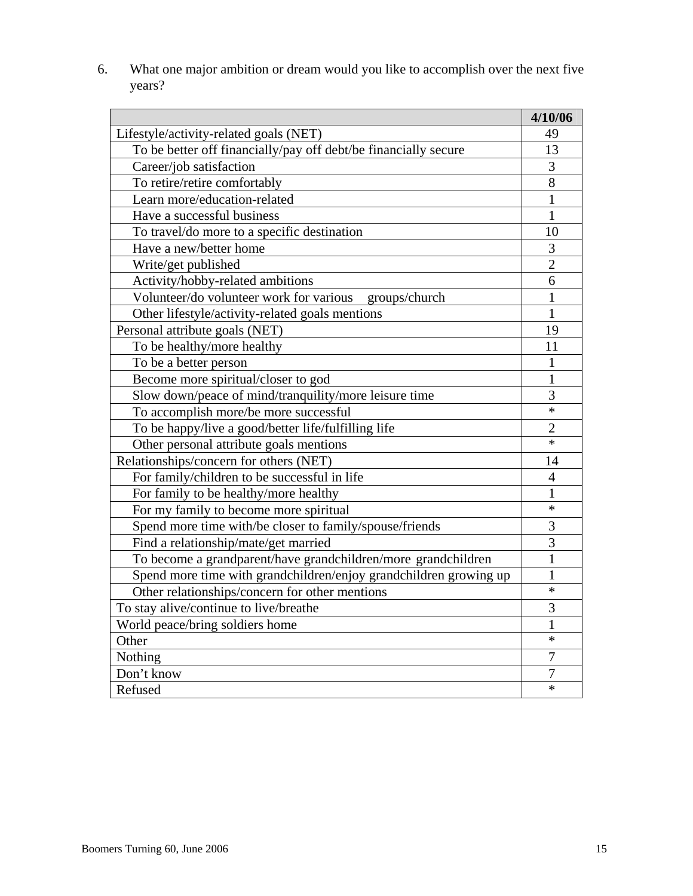6. What one major ambition or dream would you like to accomplish over the next five years?

| | 4/10/06 |
|---|---|
| Lifestyle/activity-related goals (NET) | 49 |
| To be better off financially/pay off debt/be financially secure | 13 |
| Career/job satisfaction | 3 |
| To retire/retire comfortably | 8 |
| Learn more/education-related | 1 |
| Have a successful business | 1 |
| To travel/do more to a specific destination | 10 |
| Have a new/better home | 3 |
| Write/get published | 2 |
| Activity/hobby-related ambitions | 6 |
| Volunteer/do volunteer work for various groups/church | 1 |
| Other lifestyle/activity-related goals mentions | 1 |
| Personal attribute goals (NET) | 19 |
| To be healthy/more healthy | 11 |
| To be a better person | 1 |
| Become more spiritual/closer to god | 1 |
| Slow down/peace of mind/tranquility/more leisure time | 3 |
| To accomplish more/be more successful | * |
| To be happy/live a good/better life/fulfilling life | 2 |
| Other personal attribute goals mentions | * |
| Relationships/concern for others (NET) | 14 |
| For family/children to be successful in life | 4 |
| For family to be healthy/more healthy | 1 |
| For my family to become more spiritual | * |
| Spend more time with/be closer to family/spouse/friends | 3 |
| Find a relationship/mate/get married | 3 |
| To become a grandparent/have grandchildren/more grandchildren | 1 |
| Spend more time with grandchildren/enjoy grandchildren growing up | 1 |
| Other relationships/concern for other mentions | * |
| To stay alive/continue to live/breathe | 3 |
| World peace/bring soldiers home | 1 |
| Other | * |
| Nothing | 7 |
| Don't know | 7 |
| Refused | * |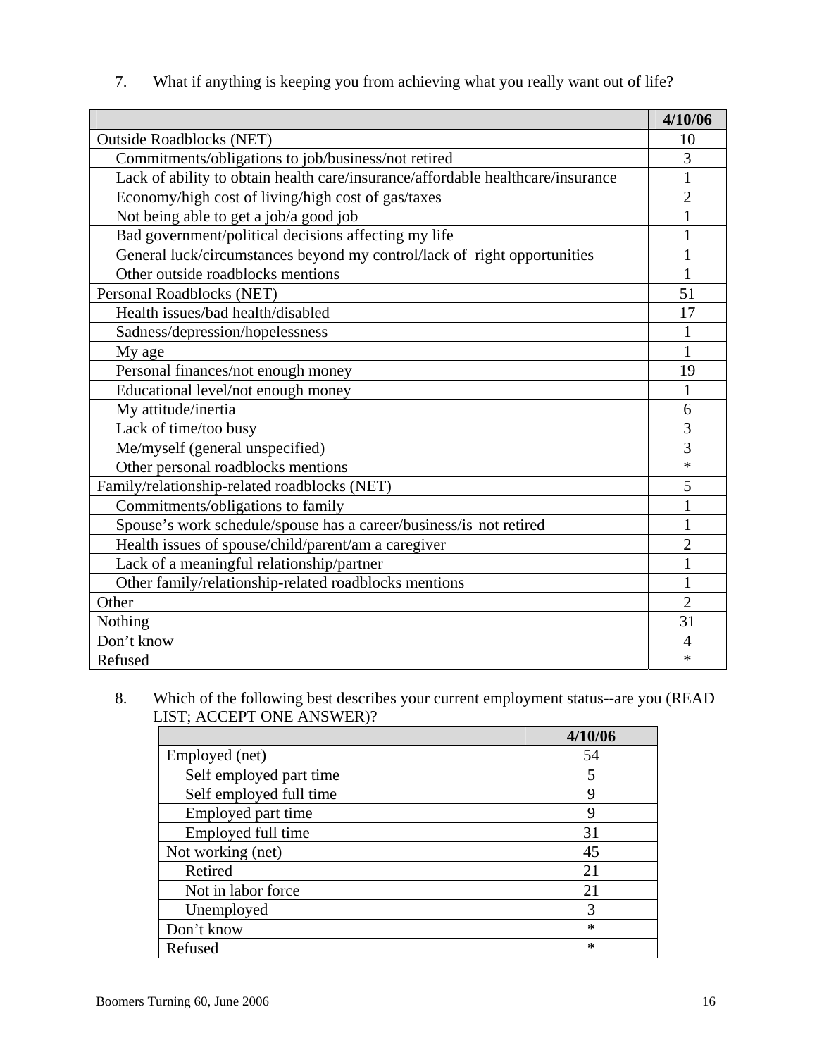7. What if anything is keeping you from achieving what you really want out of life?

| | 4/10/06 |
|---|---|
| Outside Roadblocks (NET) | 10 |
| Commitments/obligations to job/business/not retired | 3 |
| Lack of ability to obtain health care/insurance/affordable healthcare/insurance | 1 |
| Economy/high cost of living/high cost of gas/taxes | 2 |
| Not being able to get a job/a good job | 1 |
| Bad government/political decisions affecting my life | 1 |
| General luck/circumstances beyond my control/lack of right opportunities | 1 |
| Other outside roadblocks mentions | 1 |
| Personal Roadblocks (NET) | 51 |
| Health issues/bad health/disabled | 17 |
| Sadness/depression/hopelessness | 1 |
| My age | 1 |
| Personal finances/not enough money | 19 |
| Educational level/not enough money | 1 |
| My attitude/inertia | 6 |
| Lack of time/too busy | 3 |
| Me/myself (general unspecified) | 3 |
| Other personal roadblocks mentions | * |
| Family/relationship-related roadblocks (NET) | 5 |
| Commitments/obligations to family | 1 |
| Spouse's work schedule/spouse has a career/business/is not retired | 1 |
| Health issues of spouse/child/parent/am a caregiver | 2 |
| Lack of a meaningful relationship/partner | 1 |
| Other family/relationship-related roadblocks mentions | 1 |
| Other | 2 |
| Nothing | 31 |
| Don't know | 4 |
| Refused | * |

8. Which of the following best describes your current employment status--are you (READ LIST; ACCEPT ONE ANSWER)?

| | 4/10/06 |
|---|---|
| Employed (net) | 54 |
| Self employed part time | 5 |
| Self employed full time | 9 |
| Employed part time | 9 |
| Employed full time | 31 |
| Not working (net) | 45 |
| Retired | 21 |
| Not in labor force | 21 |
| Unemployed | 3 |
| Don't know | * |
| Refused | * |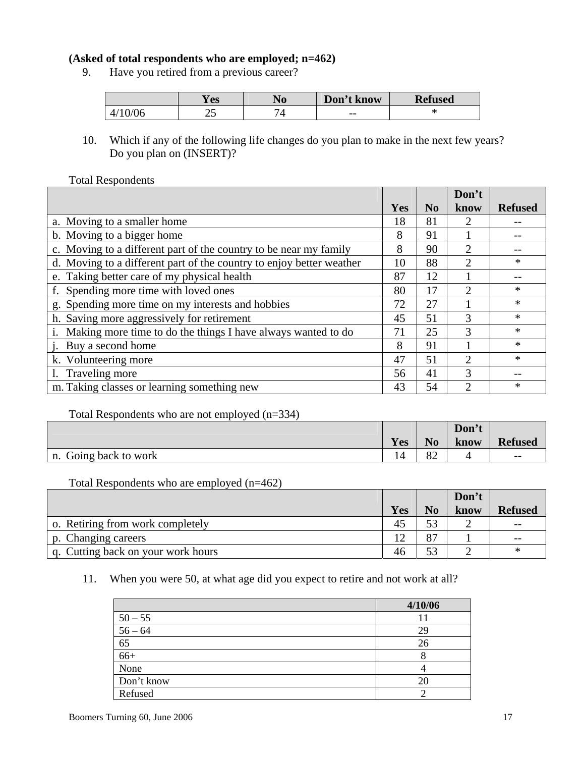**(Asked of total respondents who are employed; n=462)**

9. Have you retired from a previous career?

| | Yes | No | Don't know | Refused |
|---|---|---|---|---|
| 4/10/06 | 25 | 74 | -- | * |

10. Which if any of the following life changes do you plan to make in the next few years? Do you plan on (INSERT)?

Total Respondents

| | Yes | No | Don't know | Refused |
|---|---|---|---|---|
| a. Moving to a smaller home | 18 | 81 | 2 | -- |
| b. Moving to a bigger home | 8 | 91 | 1 | -- |
| c. Moving to a different part of the country to be near my family | 8 | 90 | 2 | -- |
| d. Moving to a different part of the country to enjoy better weather | 10 | 88 | 2 | * |
| e. Taking better care of my physical health | 87 | 12 | 1 | -- |
| f. Spending more time with loved ones | 80 | 17 | 2 | * |
| g. Spending more time on my interests and hobbies | 72 | 27 | 1 | * |
| h. Saving more aggressively for retirement | 45 | 51 | 3 | * |
| i. Making more time to do the things I have always wanted to do | 71 | 25 | 3 | * |
| j. Buy a second home | 8 | 91 | 1 | * |
| k. Volunteering more | 47 | 51 | 2 | * |
| l. Traveling more | 56 | 41 | 3 | -- |
| m. Taking classes or learning something new | 43 | 54 | 2 | * |

Total Respondents who are not employed (n=334)

| | Yes | No | Don't know | Refused |
|---|---|---|---|---|
| n. Going back to work | 14 | 82 | 4 | -- |

Total Respondents who are employed (n=462)

| | Yes | No | Don't know | Refused |
|---|---|---|---|---|
| o. Retiring from work completely | 45 | 53 | 2 | -- |
| p. Changing careers | 12 | 87 | 1 | -- |
| q. Cutting back on your work hours | 46 | 53 | 2 | * |

11. When you were 50, at what age did you expect to retire and not work at all?

| | 4/10/06 |
|---|---|
| 50 – 55 | 11 |
| 56 – 64 | 29 |
| 65 | 26 |
| 66+ | 8 |
| None | 4 |
| Don't know | 20 |
| Refused | 2 |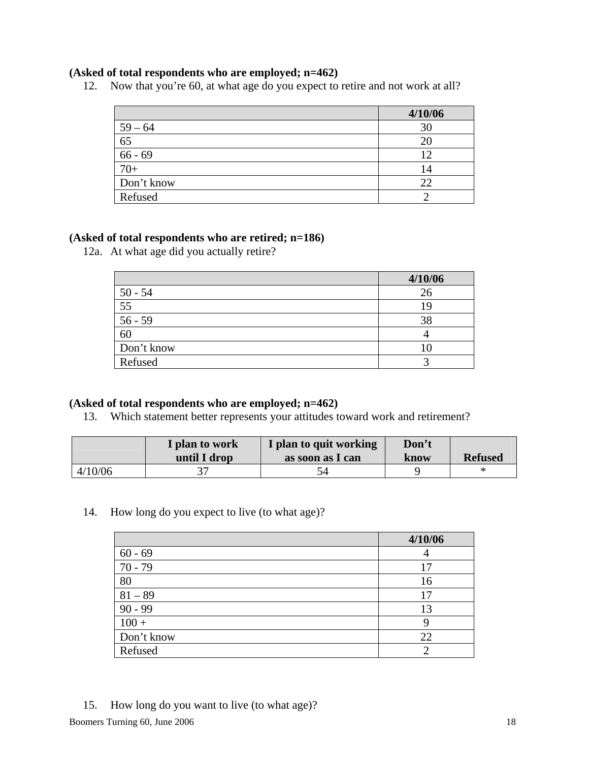**(Asked of total respondents who are employed; n=462)**

12. Now that you're 60, at what age do you expect to retire and not work at all?

| | 4/10/06 |
|---|---|
| 59 – 64 | 30 |
| 65 | 20 |
| 66 - 69 | 12 |
| 70+ | 14 |
| Don't know | 22 |
| Refused | 2 |

**(Asked of total respondents who are retired; n=186)**

12a. At what age did you actually retire?

| | 4/10/06 |
|---|---|
| 50 - 54 | 26 |
| 55 | 19 |
| 56 - 59 | 38 |
| 60 | 4 |
| Don't know | 10 |
| Refused | 3 |

**(Asked of total respondents who are employed; n=462)**

13. Which statement better represents your attitudes toward work and retirement?

| | I plan to work until I drop | I plan to quit working as soon as I can | Don't know | Refused |
|---|---|---|---|---|
| 4/10/06 | 37 | 54 | 9 | * |

14. How long do you expect to live (to what age)?

| | 4/10/06 |
|---|---|
| 60 - 69 | 4 |
| 70 - 79 | 17 |
| 80 | 16 |
| 81 – 89 | 17 |
| 90 - 99 | 13 |
| 100 + | 9 |
| Don't know | 22 |
| Refused | 2 |

15. How long do you want to live (to what age)?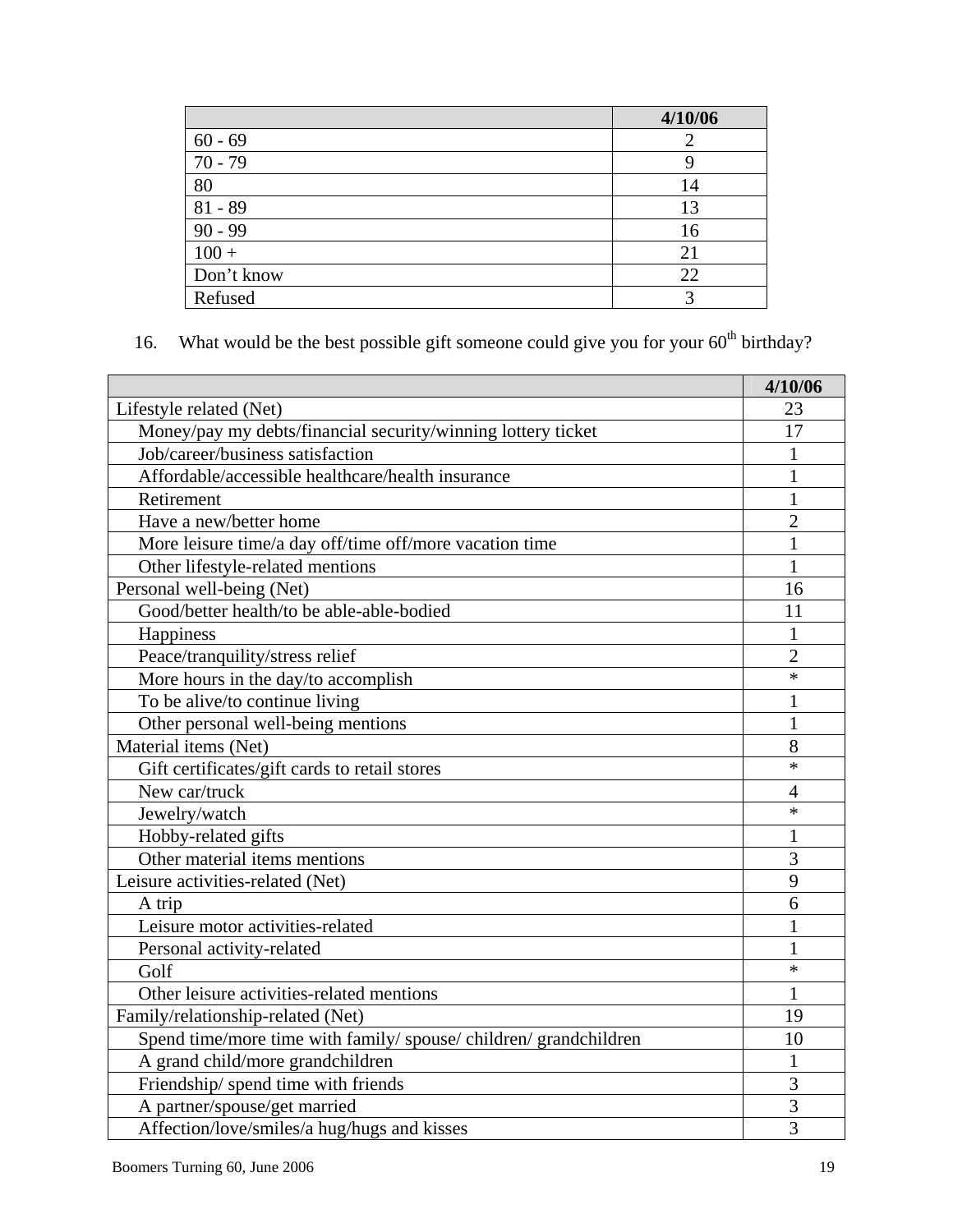| | 4/10/06 |
|---|---|
| 60 - 69 | 2 |
| 70 - 79 | 9 |
| 80 | 14 |
| 81 - 89 | 13 |
| 90 - 99 | 16 |
| 100 + | 21 |
| Don't know | 22 |
| Refused | 3 |

16. What would be the best possible gift someone could give you for your 60th birthday?

| | 4/10/06 |
|---|---|
| Lifestyle related (Net) | 23 |
| Money/pay my debts/financial security/winning lottery ticket | 17 |
| Job/career/business satisfaction | 1 |
| Affordable/accessible healthcare/health insurance | 1 |
| Retirement | 1 |
| Have a new/better home | 2 |
| More leisure time/a day off/time off/more vacation time | 1 |
| Other lifestyle-related mentions | 1 |
| Personal well-being (Net) | 16 |
| Good/better health/to be able-able-bodied | 11 |
| Happiness | 1 |
| Peace/tranquility/stress relief | 2 |
| More hours in the day/to accomplish | * |
| To be alive/to continue living | 1 |
| Other personal well-being mentions | 1 |
| Material items (Net) | 8 |
| Gift certificates/gift cards to retail stores | * |
| New car/truck | 4 |
| Jewelry/watch | * |
| Hobby-related gifts | 1 |
| Other material items mentions | 3 |
| Leisure activities-related (Net) | 9 |
| A trip | 6 |
| Leisure motor activities-related | 1 |
| Personal activity-related | 1 |
| Golf | * |
| Other leisure activities-related mentions | 1 |
| Family/relationship-related (Net) | 19 |
| Spend time/more time with family/ spouse/ children/ grandchildren | 10 |
| A grand child/more grandchildren | 1 |
| Friendship/ spend time with friends | 3 |
| A partner/spouse/get married | 3 |
| Affection/love/smiles/a hug/hugs and kisses | 3 |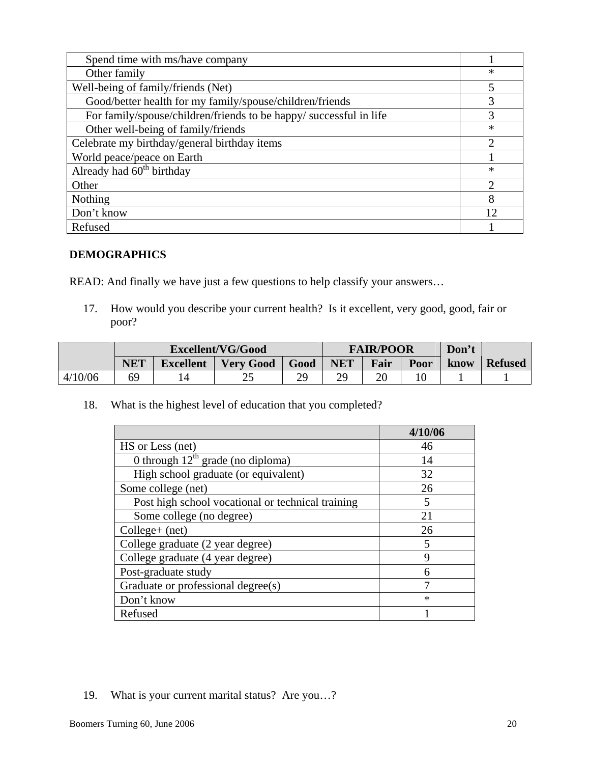| | |
|---|---|
| Spend time with ms/have company | 1 |
| Other family | * |
| Well-being of family/friends (Net) | 5 |
| Good/better health for my family/spouse/children/friends | 3 |
| For family/spouse/children/friends to be happy/ successful in life | 3 |
| Other well-being of family/friends | * |
| Celebrate my birthday/general birthday items | 2 |
| World peace/peace on Earth | 1 |
| Already had 60th birthday | * |
| Other | 2 |
| Nothing | 8 |
| Don't know | 12 |
| Refused | 1 |

**DEMOGRAPHICS**

READ: And finally we have just a few questions to help classify your answers…

17. How would you describe your current health? Is it excellent, very good, good, fair or poor?

| | Excellent/VG/Good | | | | FAIR/POOR | | | Don't | |
|---|---|---|---|---|---|---|---|---|---|
| | NET | Excellent | Very Good | Good | NET | Fair | Poor | know | Refused |
| 4/10/06 | 69 | 14 | 25 | 29 | 29 | 20 | 10 | 1 | 1 |

18. What is the highest level of education that you completed?

| | 4/10/06 |
|---|---|
| HS or Less (net) | 46 |
| 0 through 12th grade (no diploma) | 14 |
| High school graduate (or equivalent) | 32 |
| Some college (net) | 26 |
| Post high school vocational or technical training | 5 |
| Some college (no degree) | 21 |
| College+ (net) | 26 |
| College graduate (2 year degree) | 5 |
| College graduate (4 year degree) | 9 |
| Post-graduate study | 6 |
| Graduate or professional degree(s) | 7 |
| Don't know | * |
| Refused | 1 |

19. What is your current marital status? Are you…?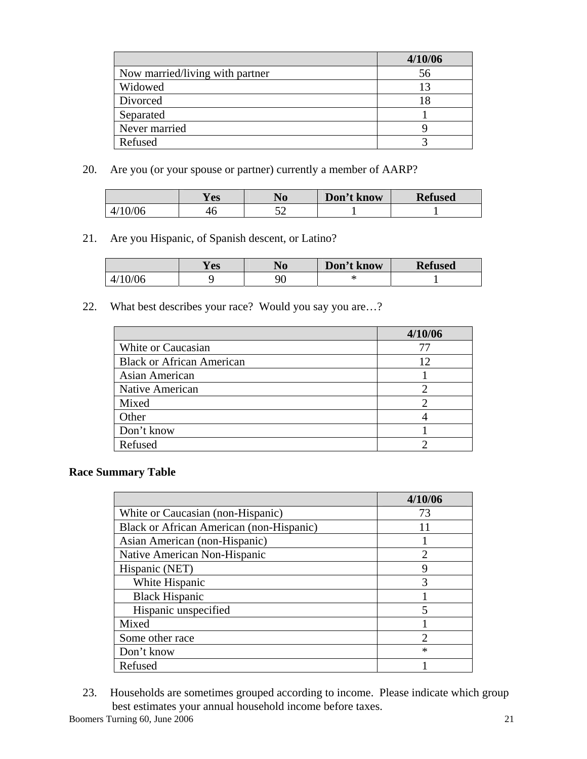| | 4/10/06 |
|---|---|
| Now married/living with partner | 56 |
| Widowed | 13 |
| Divorced | 18 |
| Separated | 1 |
| Never married | 9 |
| Refused | 3 |

20. Are you (or your spouse or partner) currently a member of AARP?

| | Yes | No | Don't know | Refused |
|---|---|---|---|---|
| 4/10/06 | 46 | 52 | 1 | 1 |

21. Are you Hispanic, of Spanish descent, or Latino?

| | Yes | No | Don't know | Refused |
|---|---|---|---|---|
| 4/10/06 | 9 | 90 | * | 1 |

22. What best describes your race? Would you say you are…?

| | 4/10/06 |
|---|---|
| White or Caucasian | 77 |
| Black or African American | 12 |
| Asian American | 1 |
| Native American | 2 |
| Mixed | 2 |
| Other | 4 |
| Don't know | 1 |
| Refused | 2 |

**Race Summary Table**

| | 4/10/06 |
|---|---|
| White or Caucasian (non-Hispanic) | 73 |
| Black or African American (non-Hispanic) | 11 |
| Asian American (non-Hispanic) | 1 |
| Native American Non-Hispanic | 2 |
| Hispanic (NET) | 9 |
| White Hispanic | 3 |
| Black Hispanic | 1 |
| Hispanic unspecified | 5 |
| Mixed | 1 |
| Some other race | 2 |
| Don't know | * |
| Refused | 1 |

23. Households are sometimes grouped according to income. Please indicate which group best estimates your annual household income before taxes.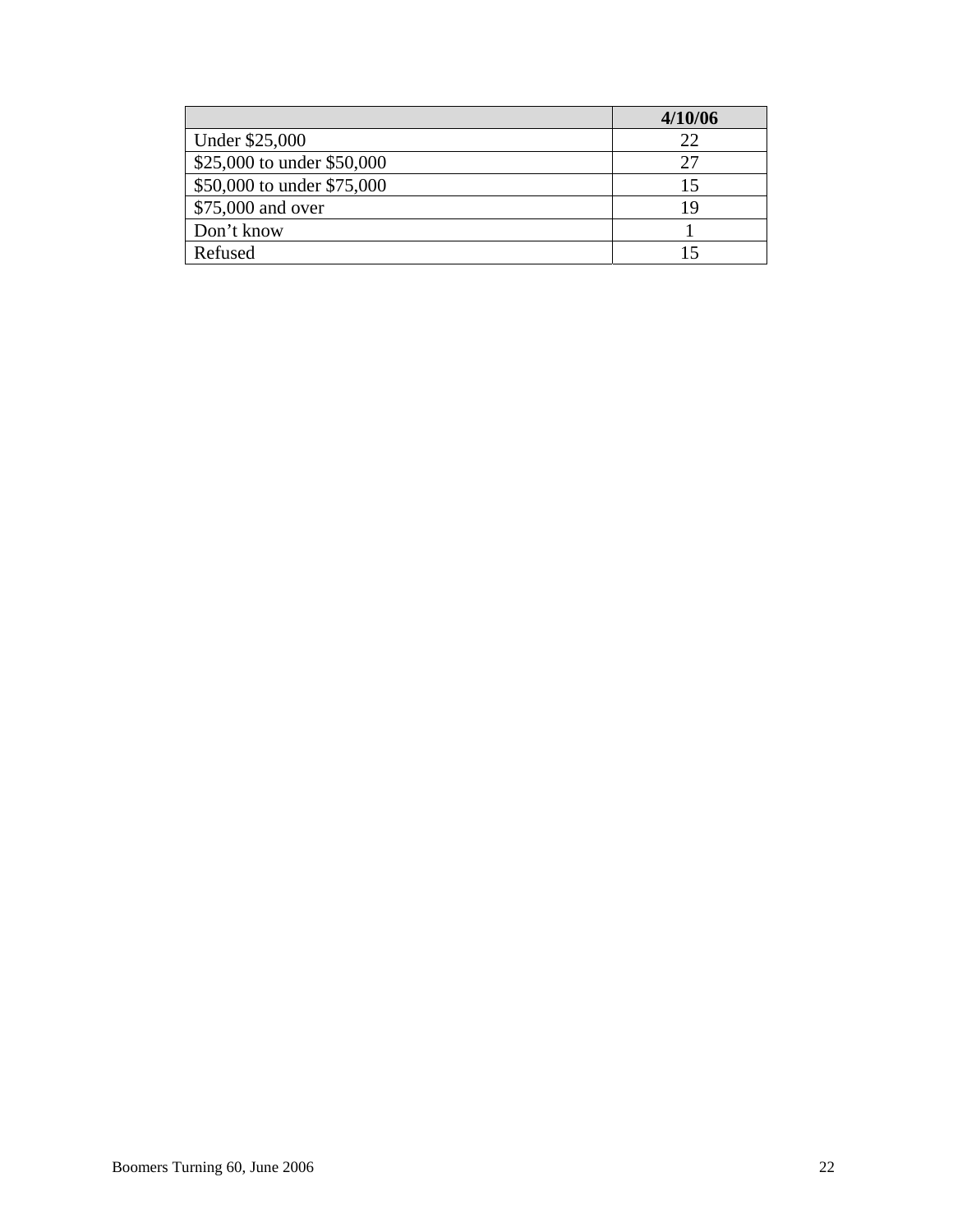| | 4/10/06 |
|---|---|
| Under $25,000 | 22 |
| $25,000 to under $50,000 | 27 |
| $50,000 to under $75,000 | 15 |
| $75,000 and over | 19 |
| Don't know | 1 |
| Refused | 15 |